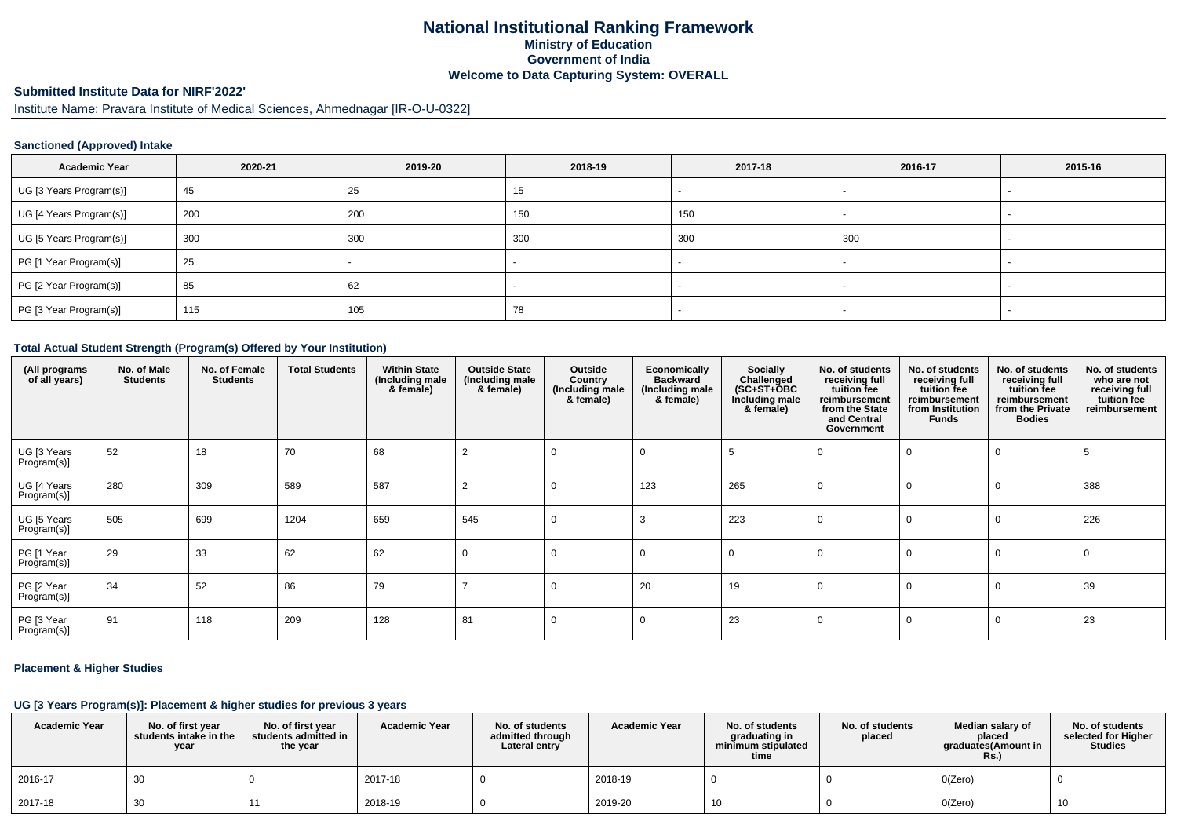# National Institutional Ranking Framework
## Ministry of Education
## Government of India
## Welcome to Data Capturing System: OVERALL

**Submitted Institute Data for NIRF'2022'**

Institute Name: Pravara Institute of Medical Sciences, Ahmednagar [IR-O-U-0322]

### Sanctioned (Approved) Intake

| Academic Year | 2020-21 | 2019-20 | 2018-19 | 2017-18 | 2016-17 | 2015-16 |
|---|---|---|---|---|---|---|
| UG [3 Years Program(s)] | 45 | 25 | 15 | - | - | - |
| UG [4 Years Program(s)] | 200 | 200 | 150 | 150 | - | - |
| UG [5 Years Program(s)] | 300 | 300 | 300 | 300 | 300 | - |
| PG [1 Year Program(s)] | 25 | - | - | - | - | - |
| PG [2 Year Program(s)] | 85 | 62 | - | - | - | - |
| PG [3 Year Program(s)] | 115 | 105 | 78 | - | - | - |

### Total Actual Student Strength (Program(s) Offered by Your Institution)

| (All programs of all years) | No. of Male Students | No. of Female Students | Total Students | Within State (Including male & female) | Outside State (Including male & female) | Outside Country (Including male & female) | Economically Backward (Including male & female) | Socially Challenged (SC+ST+OBC Including male & female) | No. of students receiving full tuition fee reimbursement from the State and Central Government | No. of students receiving full tuition fee reimbursement from Institution Funds | No. of students receiving full tuition fee reimbursement from the Private Bodies | No. of students who are not receiving full tuition fee reimbursement |
|---|---|---|---|---|---|---|---|---|---|---|---|---|
| UG [3 Years Program(s)] | 52 | 18 | 70 | 68 | 2 | 0 | 0 | 5 | 0 | 0 | 0 | 5 |
| UG [4 Years Program(s)] | 280 | 309 | 589 | 587 | 2 | 0 | 123 | 265 | 0 | 0 | 0 | 388 |
| UG [5 Years Program(s)] | 505 | 699 | 1204 | 659 | 545 | 0 | 3 | 223 | 0 | 0 | 0 | 226 |
| PG [1 Year Program(s)] | 29 | 33 | 62 | 62 | 0 | 0 | 0 | 0 | 0 | 0 | 0 | 0 |
| PG [2 Year Program(s)] | 34 | 52 | 86 | 79 | 7 | 0 | 20 | 19 | 0 | 0 | 0 | 39 |
| PG [3 Year Program(s)] | 91 | 118 | 209 | 128 | 81 | 0 | 0 | 23 | 0 | 0 | 0 | 23 |

### Placement & Higher Studies

#### UG [3 Years Program(s)]: Placement & higher studies for previous 3 years

| Academic Year | No. of first year students intake in the year | No. of first year students admitted in the year | Academic Year | No. of students admitted through Lateral entry | Academic Year | No. of students graduating in minimum stipulated time | No. of students placed | Median salary of placed graduates(Amount in Rs.) | No. of students selected for Higher Studies |
|---|---|---|---|---|---|---|---|---|---|
| 2016-17 | 30 | 0 | 2017-18 | 0 | 2018-19 | 0 | 0 | 0(Zero) | 0 |
| 2017-18 | 30 | 11 | 2018-19 | 0 | 2019-20 | 10 | 0 | 0(Zero) | 10 |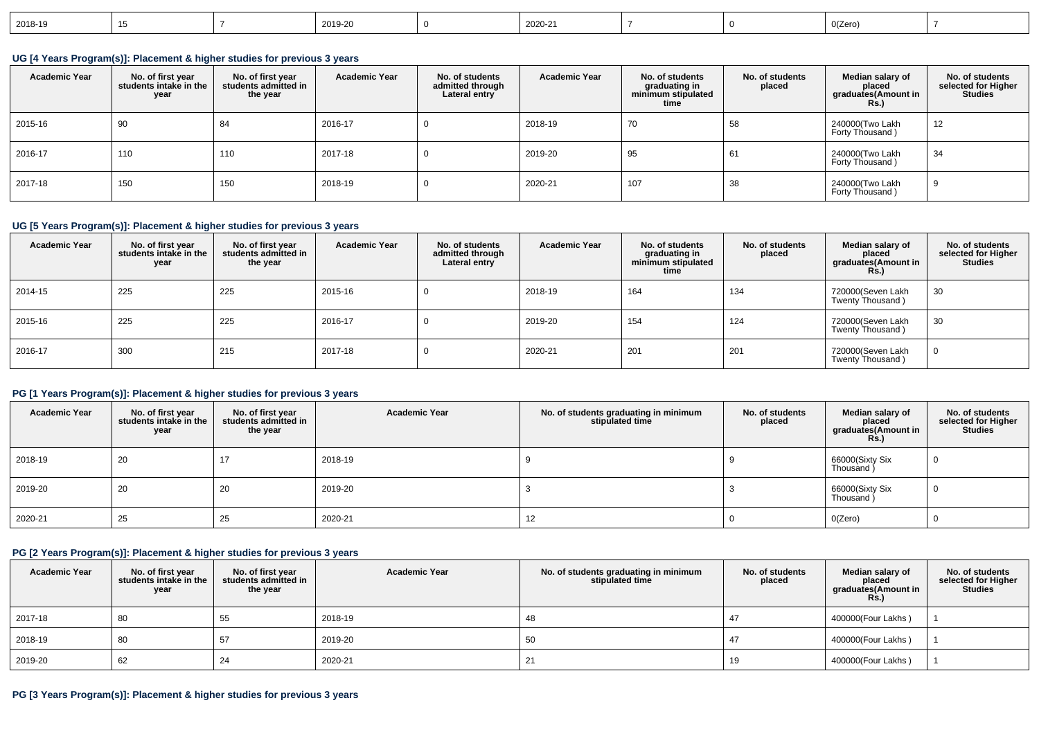| 2018-19 | 15 | 7 | 2019-20 | 0 | 2020-21 | 7 | 0 | 0(Zero) | 7 |
|---|---|---|---|---|---|---|---|---|---|

### UG [4 Years Program(s)]: Placement & higher studies for previous 3 years

| Academic Year | No. of first year students intake in the year | No. of first year students admitted in the year | Academic Year | No. of students admitted through Lateral entry | Academic Year | No. of students graduating in minimum stipulated time | No. of students placed | Median salary of placed graduates(Amount in Rs.) | No. of students selected for Higher Studies |
|---|---|---|---|---|---|---|---|---|---|
| 2015-16 | 90 | 84 | 2016-17 | 0 | 2018-19 | 70 | 58 | 240000(Two Lakh Forty Thousand ) | 12 |
| 2016-17 | 110 | 110 | 2017-18 | 0 | 2019-20 | 95 | 61 | 240000(Two Lakh Forty Thousand ) | 34 |
| 2017-18 | 150 | 150 | 2018-19 | 0 | 2020-21 | 107 | 38 | 240000(Two Lakh Forty Thousand ) | 9 |

### UG [5 Years Program(s)]: Placement & higher studies for previous 3 years

| Academic Year | No. of first year students intake in the year | No. of first year students admitted in the year | Academic Year | No. of students admitted through Lateral entry | Academic Year | No. of students graduating in minimum stipulated time | No. of students placed | Median salary of placed graduates(Amount in Rs.) | No. of students selected for Higher Studies |
|---|---|---|---|---|---|---|---|---|---|
| 2014-15 | 225 | 225 | 2015-16 | 0 | 2018-19 | 164 | 134 | 720000(Seven Lakh Twenty Thousand ) | 30 |
| 2015-16 | 225 | 225 | 2016-17 | 0 | 2019-20 | 154 | 124 | 720000(Seven Lakh Twenty Thousand ) | 30 |
| 2016-17 | 300 | 215 | 2017-18 | 0 | 2020-21 | 201 | 201 | 720000(Seven Lakh Twenty Thousand ) | 0 |

### PG [1 Years Program(s)]: Placement & higher studies for previous 3 years

| Academic Year | No. of first year students intake in the year | No. of first year students admitted in the year | Academic Year | No. of students graduating in minimum stipulated time | No. of students placed | Median salary of placed graduates(Amount in Rs.) | No. of students selected for Higher Studies |
|---|---|---|---|---|---|---|---|
| 2018-19 | 20 | 17 | 2018-19 | 9 | 9 | 66000(Sixty Six Thousand ) | 0 |
| 2019-20 | 20 | 20 | 2019-20 | 3 | 3 | 66000(Sixty Six Thousand ) | 0 |
| 2020-21 | 25 | 25 | 2020-21 | 12 | 0 | 0(Zero) | 0 |

### PG [2 Years Program(s)]: Placement & higher studies for previous 3 years

| Academic Year | No. of first year students intake in the year | No. of first year students admitted in the year | Academic Year | No. of students graduating in minimum stipulated time | No. of students placed | Median salary of placed graduates(Amount in Rs.) | No. of students selected for Higher Studies |
|---|---|---|---|---|---|---|---|
| 2017-18 | 80 | 55 | 2018-19 | 48 | 47 | 400000(Four Lakhs ) | 1 |
| 2018-19 | 80 | 57 | 2019-20 | 50 | 47 | 400000(Four Lakhs ) | 1 |
| 2019-20 | 62 | 24 | 2020-21 | 21 | 19 | 400000(Four Lakhs ) | 1 |

### PG [3 Years Program(s)]: Placement & higher studies for previous 3 years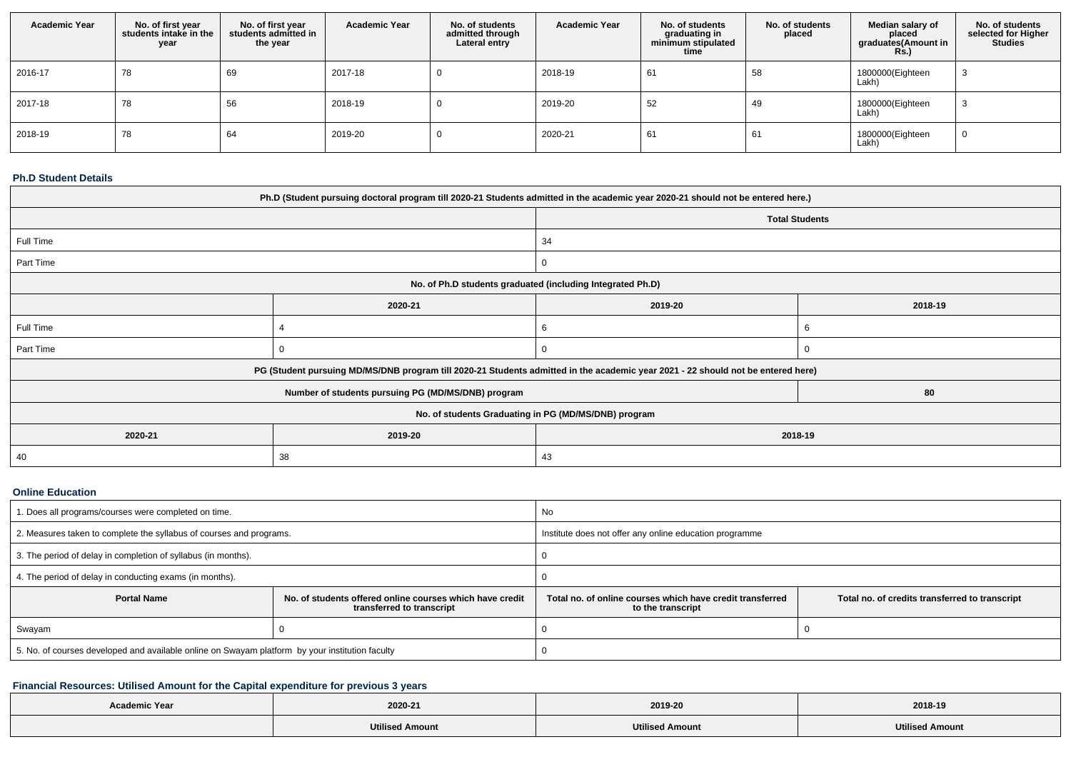| Academic Year | No. of first year students intake in the year | No. of first year students admitted in the year | Academic Year | No. of students admitted through Lateral entry | Academic Year | No. of students graduating in minimum stipulated time | No. of students placed | Median salary of placed graduates(Amount in Rs.) | No. of students selected for Higher Studies |
|---|---|---|---|---|---|---|---|---|---|
| 2016-17 | 78 | 69 | 2017-18 | 0 | 2018-19 | 61 | 58 | 1800000(Eighteen Lakh) | 3 |
| 2017-18 | 78 | 56 | 2018-19 | 0 | 2019-20 | 52 | 49 | 1800000(Eighteen Lakh) | 3 |
| 2018-19 | 78 | 64 | 2019-20 | 0 | 2020-21 | 61 | 61 | 1800000(Eighteen Lakh) | 0 |

### Ph.D Student Details

| Ph.D (Student pursuing doctoral program till 2020-21 Students admitted in the academic year 2020-21 should not be entered here.) | | | |
|---|---|---|---|
| | | Total Students | |
| Full Time | | 34 | |
| Part Time | | 0 | |
| No. of Ph.D students graduated (including Integrated Ph.D) | | | |
| | 2020-21 | 2019-20 | 2018-19 |
| Full Time | 4 | 6 | 6 |
| Part Time | 0 | 0 | 0 |
| PG (Student pursuing MD/MS/DNB program till 2020-21 Students admitted in the academic year 2021 - 22 should not be entered here) | | | |
| Number of students pursuing PG (MD/MS/DNB) program | | | 80 |
| No. of students Graduating in PG (MD/MS/DNB) program | | | |
| 2020-21 | 2019-20 | 2018-19 | |
| 40 | 38 | 43 | |

### Online Education

| 1. Does all programs/courses were completed on time. | | No | |
|---|---|---|---|
| 2. Measures taken to complete the syllabus of courses and programs. | | Institute does not offer any online education programme | |
| 3. The period of delay in completion of syllabus (in months). | | 0 | |
| 4. The period of delay in conducting exams (in months). | | 0 | |
| Portal Name | No. of students offered online courses which have credit transferred to transcript | Total no. of online courses which have credit transferred to the transcript | Total no. of credits transferred to transcript |
| Swayam | 0 | 0 | 0 |
| 5. No. of courses developed and available online on Swayam platform by your institution faculty | | 0 | |

### Financial Resources: Utilised Amount for the Capital expenditure for previous 3 years

| Academic Year | 2020-21 | 2019-20 | 2018-19 |
|---|---|---|---|
| | Utilised Amount | Utilised Amount | Utilised Amount |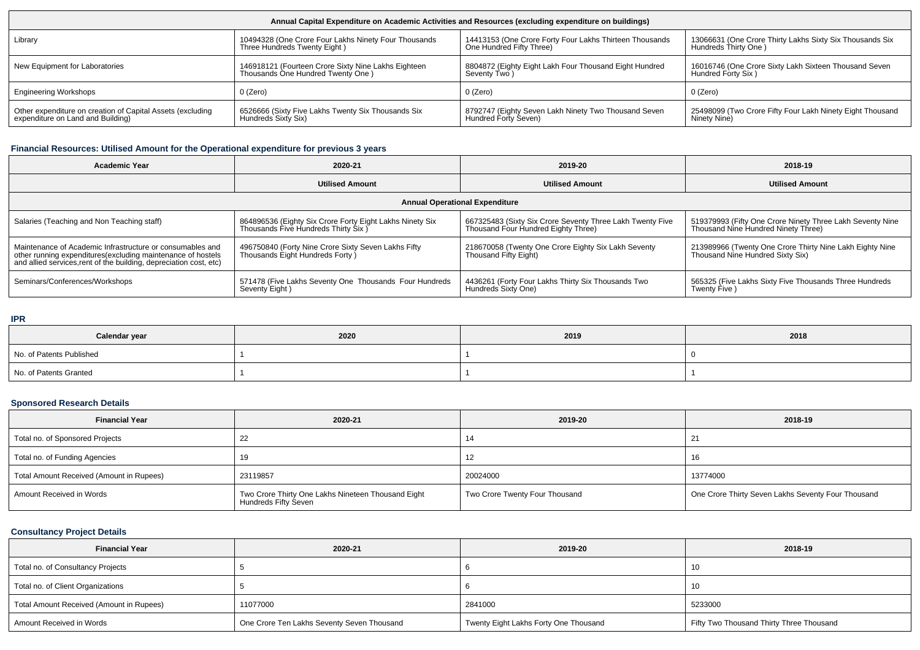| Annual Capital Expenditure on Academic Activities and Resources (excluding expenditure on buildings) | | | |
|---|---|---|---|
| Library | 10494328 (One Crore Four Lakhs Ninety Four Thousands Three Hundreds Twenty Eight ) | 14413153 (One Crore Forty Four Lakhs Thirteen Thousands One Hundred Fifty Three) | 13066631 (One Crore Thirty Lakhs Sixty Six Thousands Six Hundreds Thirty One ) |
| New Equipment for Laboratories | 146918121 (Fourteen Crore Sixty Nine Lakhs Eighteen Thousands One Hundred Twenty One ) | 8804872 (Eighty Eight Lakh Four Thousand Eight Hundred Seventy Two ) | 16016746 (One Crore Sixty Lakh Sixteen Thousand Seven Hundred Forty Six ) |
| Engineering Workshops | 0 (Zero) | 0 (Zero) | 0 (Zero) |
| Other expenditure on creation of Capital Assets (excluding expenditure on Land and Building) | 6526666 (Sixty Five Lakhs Twenty Six Thousands Six Hundreds Sixty Six) | 8792747 (Eighty Seven Lakh Ninety Two Thousand Seven Hundred Forty Seven) | 25498099 (Two Crore Fifty Four Lakh Ninety Eight Thousand Ninety Nine) |

## Financial Resources: Utilised Amount for the Operational expenditure for previous 3 years

| Academic Year | 2020-21 | 2019-20 | 2018-19 |
|---|---|---|---|
| | Utilised Amount | Utilised Amount | Utilised Amount |
| Annual Operational Expenditure | | | |
| Salaries (Teaching and Non Teaching staff) | 864896536 (Eighty Six Crore Forty Eight Lakhs Ninety Six Thousands Five Hundreds Thirty Six ) | 667325483 (Sixty Six Crore Seventy Three Lakh Twenty Five Thousand Four Hundred Eighty Three) | 519379993 (Fifty One Crore Ninety Three Lakh Seventy Nine Thousand Nine Hundred Ninety Three) |
| Maintenance of Academic Infrastructure or consumables and other running expenditures(excluding maintenance of hostels and allied services,rent of the building, depreciation cost, etc) | 496750840 (Forty Nine Crore Sixty Seven Lakhs Fifty Thousands Eight Hundreds Forty ) | 218670058 (Twenty One Crore Eighty Six Lakh Seventy Thousand Fifty Eight) | 213989966 (Twenty One Crore Thirty Nine Lakh Eighty Nine Thousand Nine Hundred Sixty Six) |
| Seminars/Conferences/Workshops | 571478 (Five Lakhs Seventy One Thousands Four Hundreds Seventy Eight ) | 4436261 (Forty Four Lakhs Thirty Six Thousands Two Hundreds Sixty One) | 565325 (Five Lakhs Sixty Five Thousands Three Hundreds Twenty Five ) |

## IPR

| Calendar year | 2020 | 2019 | 2018 |
|---|---|---|---|
| No. of Patents Published | 1 | 1 | 0 |
| No. of Patents Granted | 1 | 1 | 1 |

## Sponsored Research Details

| Financial Year | 2020-21 | 2019-20 | 2018-19 |
|---|---|---|---|
| Total no. of Sponsored Projects | 22 | 14 | 21 |
| Total no. of Funding Agencies | 19 | 12 | 16 |
| Total Amount Received (Amount in Rupees) | 23119857 | 20024000 | 13774000 |
| Amount Received in Words | Two Crore Thirty One Lakhs Nineteen Thousand Eight Hundreds Fifty Seven | Two Crore Twenty Four Thousand | One Crore Thirty Seven Lakhs Seventy Four Thousand |

## Consultancy Project Details

| Financial Year | 2020-21 | 2019-20 | 2018-19 |
|---|---|---|---|
| Total no. of Consultancy Projects | 5 | 6 | 10 |
| Total no. of Client Organizations | 5 | 6 | 10 |
| Total Amount Received (Amount in Rupees) | 11077000 | 2841000 | 5233000 |
| Amount Received in Words | One Crore Ten Lakhs Seventy Seven Thousand | Twenty Eight Lakhs Forty One Thousand | Fifty Two Thousand Thirty Three Thousand |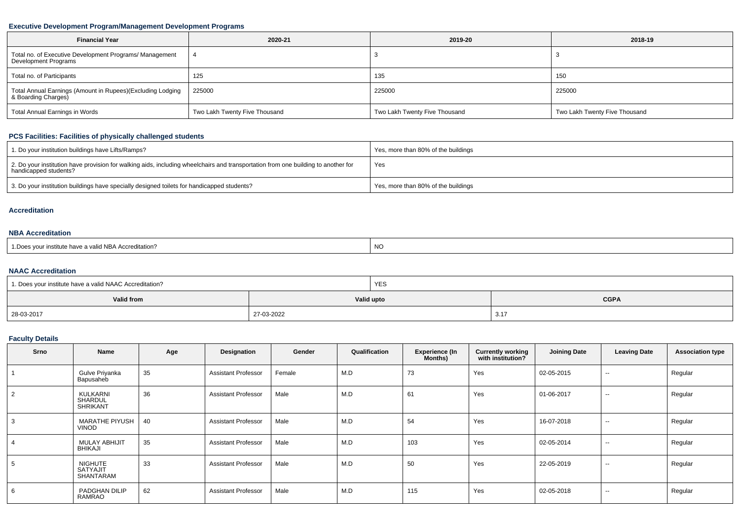#### Executive Development Program/Management Development Programs

| Financial Year | 2020-21 | 2019-20 | 2018-19 |
|---|---|---|---|
| Total no. of Executive Development Programs/ Management Development Programs | 4 | 3 | 3 |
| Total no. of Participants | 125 | 135 | 150 |
| Total Annual Earnings (Amount in Rupees)(Excluding Lodging & Boarding Charges) | 225000 | 225000 | 225000 |
| Total Annual Earnings in Words | Two Lakh Twenty Five Thousand | Two Lakh Twenty Five Thousand | Two Lakh Twenty Five Thousand |

#### PCS Facilities: Facilities of physically challenged students

| | |
|---|---|
| 1. Do your institution buildings have Lifts/Ramps? | Yes, more than 80% of the buildings |
| 2. Do your institution have provision for walking aids, including wheelchairs and transportation from one building to another for handicapped students? | Yes |
| 3. Do your institution buildings have specially designed toilets for handicapped students? | Yes, more than 80% of the buildings |

#### Accreditation

#### NBA Accreditation

| | |
|---|---|
| 1.Does your institute have a valid NBA Accreditation? | NO |

#### NAAC Accreditation

| 1. Does your institute have a valid NAAC Accreditation? | YES | |
|---|---|---|
| **Valid from** | **Valid upto** | **CGPA** |
| 28-03-2017 | 27-03-2022 | 3.17 |

#### Faculty Details

| Srno | Name | Age | Designation | Gender | Qualification | Experience (In Months) | Currently working with institution? | Joining Date | Leaving Date | Association type |
|---|---|---|---|---|---|---|---|---|---|---|
| 1 | Gulve Priyanka Bapusaheb | 35 | Assistant Professor | Female | M.D | 73 | Yes | 02-05-2015 | -- | Regular |
| 2 | KULKARNI SHARDUL SHRIKANT | 36 | Assistant Professor | Male | M.D | 61 | Yes | 01-06-2017 | -- | Regular |
| 3 | MARATHE PIYUSH VINOD | 40 | Assistant Professor | Male | M.D | 54 | Yes | 16-07-2018 | -- | Regular |
| 4 | MULAY ABHIJIT BHIKAJI | 35 | Assistant Professor | Male | M.D | 103 | Yes | 02-05-2014 | -- | Regular |
| 5 | NIGHUTE SATYAJIT SHANTARAM | 33 | Assistant Professor | Male | M.D | 50 | Yes | 22-05-2019 | -- | Regular |
| 6 | PADGHAN DILIP RAMRAO | 62 | Assistant Professor | Male | M.D | 115 | Yes | 02-05-2018 | -- | Regular |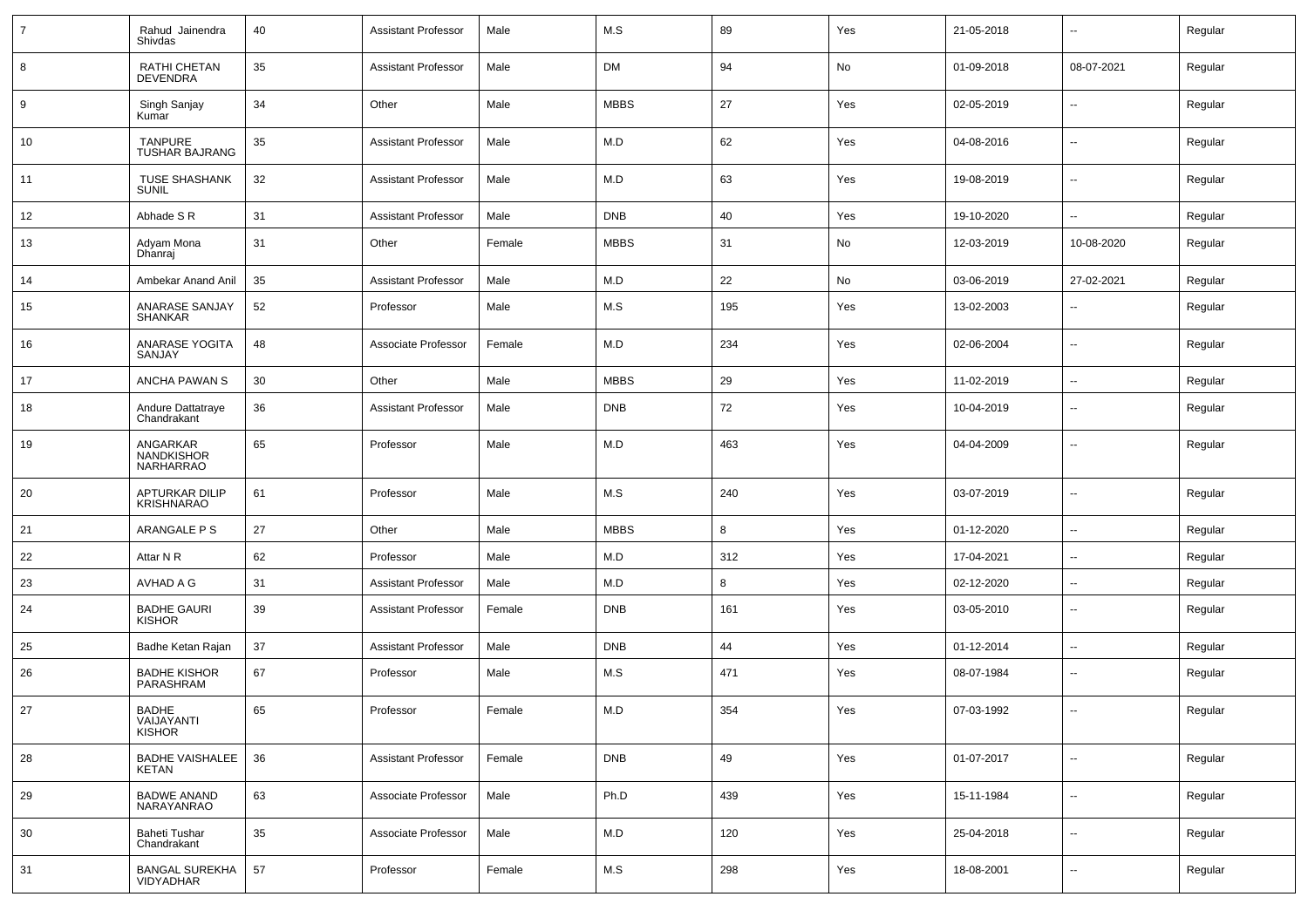| 7 | Rahud Jainendra Shivdas | 40 | Assistant Professor | Male | M.S | 89 | Yes | 21-05-2018 | -- | Regular |
|---|---|---|---|---|---|---|---|---|---|---|
| 8 | RATHI CHETAN DEVENDRA | 35 | Assistant Professor | Male | DM | 94 | No | 01-09-2018 | 08-07-2021 | Regular |
| 9 | Singh Sanjay Kumar | 34 | Other | Male | MBBS | 27 | Yes | 02-05-2019 | -- | Regular |
| 10 | TANPURE TUSHAR BAJRANG | 35 | Assistant Professor | Male | M.D | 62 | Yes | 04-08-2016 | -- | Regular |
| 11 | TUSE SHASHANK SUNIL | 32 | Assistant Professor | Male | M.D | 63 | Yes | 19-08-2019 | -- | Regular |
| 12 | Abhade S R | 31 | Assistant Professor | Male | DNB | 40 | Yes | 19-10-2020 | -- | Regular |
| 13 | Adyam Mona Dhanraj | 31 | Other | Female | MBBS | 31 | No | 12-03-2019 | 10-08-2020 | Regular |
| 14 | Ambekar Anand Anil | 35 | Assistant Professor | Male | M.D | 22 | No | 03-06-2019 | 27-02-2021 | Regular |
| 15 | ANARASE SANJAY SHANKAR | 52 | Professor | Male | M.S | 195 | Yes | 13-02-2003 | -- | Regular |
| 16 | ANARASE YOGITA SANJAY | 48 | Associate Professor | Female | M.D | 234 | Yes | 02-06-2004 | -- | Regular |
| 17 | ANCHA PAWAN S | 30 | Other | Male | MBBS | 29 | Yes | 11-02-2019 | -- | Regular |
| 18 | Andure Dattatraye Chandrakant | 36 | Assistant Professor | Male | DNB | 72 | Yes | 10-04-2019 | -- | Regular |
| 19 | ANGARKAR NANDKISHOR NARHARRAO | 65 | Professor | Male | M.D | 463 | Yes | 04-04-2009 | -- | Regular |
| 20 | APTURKAR DILIP KRISHNARAO | 61 | Professor | Male | M.S | 240 | Yes | 03-07-2019 | -- | Regular |
| 21 | ARANGALE P S | 27 | Other | Male | MBBS | 8 | Yes | 01-12-2020 | -- | Regular |
| 22 | Attar N R | 62 | Professor | Male | M.D | 312 | Yes | 17-04-2021 | -- | Regular |
| 23 | AVHAD A G | 31 | Assistant Professor | Male | M.D | 8 | Yes | 02-12-2020 | -- | Regular |
| 24 | BADHE GAURI KISHOR | 39 | Assistant Professor | Female | DNB | 161 | Yes | 03-05-2010 | -- | Regular |
| 25 | Badhe Ketan Rajan | 37 | Assistant Professor | Male | DNB | 44 | Yes | 01-12-2014 | -- | Regular |
| 26 | BADHE KISHOR PARASHRAM | 67 | Professor | Male | M.S | 471 | Yes | 08-07-1984 | -- | Regular |
| 27 | BADHE VAIJAYANTI KISHOR | 65 | Professor | Female | M.D | 354 | Yes | 07-03-1992 | -- | Regular |
| 28 | BADHE VAISHALEE KETAN | 36 | Assistant Professor | Female | DNB | 49 | Yes | 01-07-2017 | -- | Regular |
| 29 | BADWE ANAND NARAYANRAO | 63 | Associate Professor | Male | Ph.D | 439 | Yes | 15-11-1984 | -- | Regular |
| 30 | Baheti Tushar Chandrakant | 35 | Associate Professor | Male | M.D | 120 | Yes | 25-04-2018 | -- | Regular |
| 31 | BANGAL SUREKHA VIDYADHAR | 57 | Professor | Female | M.S | 298 | Yes | 18-08-2001 | -- | Regular |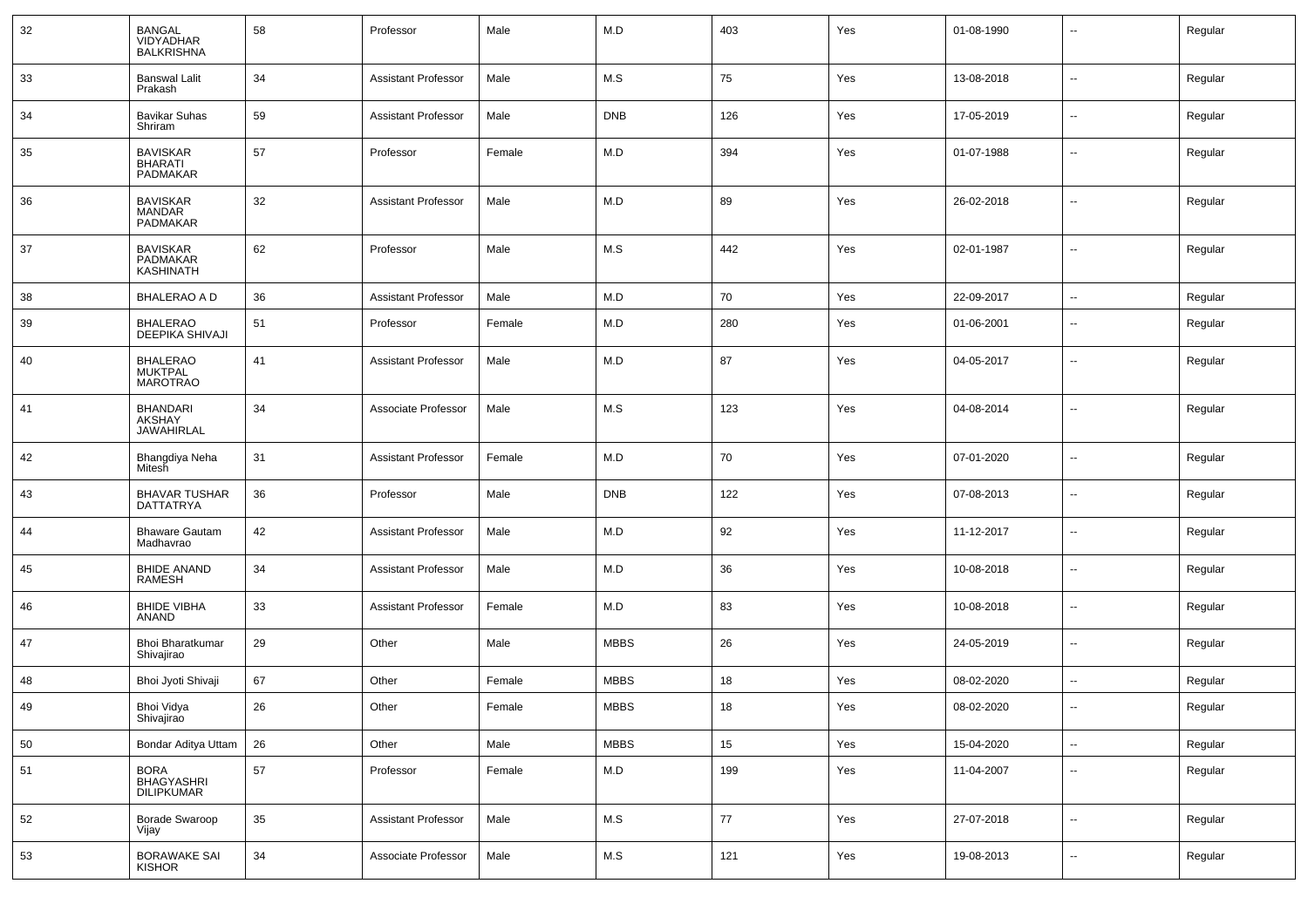| 32 | BANGAL VIDYADHAR BALKRISHNA | 58 | Professor | Male | M.D | 403 | Yes | 01-08-1990 | -- | Regular |
|---|---|---|---|---|---|---|---|---|---|---|
| 33 | Banswal Lalit Prakash | 34 | Assistant Professor | Male | M.S | 75 | Yes | 13-08-2018 | -- | Regular |
| 34 | Bavikar Suhas Shriram | 59 | Assistant Professor | Male | DNB | 126 | Yes | 17-05-2019 | -- | Regular |
| 35 | BAVISKAR BHARATI PADMAKAR | 57 | Professor | Female | M.D | 394 | Yes | 01-07-1988 | -- | Regular |
| 36 | BAVISKAR MANDAR PADMAKAR | 32 | Assistant Professor | Male | M.D | 89 | Yes | 26-02-2018 | -- | Regular |
| 37 | BAVISKAR PADMAKAR KASHINATH | 62 | Professor | Male | M.S | 442 | Yes | 02-01-1987 | -- | Regular |
| 38 | BHALERAO A D | 36 | Assistant Professor | Male | M.D | 70 | Yes | 22-09-2017 | -- | Regular |
| 39 | BHALERAO DEEPIKA SHIVAJI | 51 | Professor | Female | M.D | 280 | Yes | 01-06-2001 | -- | Regular |
| 40 | BHALERAO MUKTPAL MAROTRAO | 41 | Assistant Professor | Male | M.D | 87 | Yes | 04-05-2017 | -- | Regular |
| 41 | BHANDARI AKSHAY JAWAHIRLAL | 34 | Associate Professor | Male | M.S | 123 | Yes | 04-08-2014 | -- | Regular |
| 42 | Bhangdiya Neha Mitesh | 31 | Assistant Professor | Female | M.D | 70 | Yes | 07-01-2020 | -- | Regular |
| 43 | BHAVAR TUSHAR DATTATRYA | 36 | Professor | Male | DNB | 122 | Yes | 07-08-2013 | -- | Regular |
| 44 | Bhaware Gautam Madhavrao | 42 | Assistant Professor | Male | M.D | 92 | Yes | 11-12-2017 | -- | Regular |
| 45 | BHIDE ANAND RAMESH | 34 | Assistant Professor | Male | M.D | 36 | Yes | 10-08-2018 | -- | Regular |
| 46 | BHIDE VIBHA ANAND | 33 | Assistant Professor | Female | M.D | 83 | Yes | 10-08-2018 | -- | Regular |
| 47 | Bhoi Bharatkumar Shivajirao | 29 | Other | Male | MBBS | 26 | Yes | 24-05-2019 | -- | Regular |
| 48 | Bhoi Jyoti Shivaji | 67 | Other | Female | MBBS | 18 | Yes | 08-02-2020 | -- | Regular |
| 49 | Bhoi Vidya Shivajirao | 26 | Other | Female | MBBS | 18 | Yes | 08-02-2020 | -- | Regular |
| 50 | Bondar Aditya Uttam | 26 | Other | Male | MBBS | 15 | Yes | 15-04-2020 | -- | Regular |
| 51 | BORA BHAGYASHRI DILIPKUMAR | 57 | Professor | Female | M.D | 199 | Yes | 11-04-2007 | -- | Regular |
| 52 | Borade Swaroop Vijay | 35 | Assistant Professor | Male | M.S | 77 | Yes | 27-07-2018 | -- | Regular |
| 53 | BORAWAKE SAI KISHOR | 34 | Associate Professor | Male | M.S | 121 | Yes | 19-08-2013 | -- | Regular |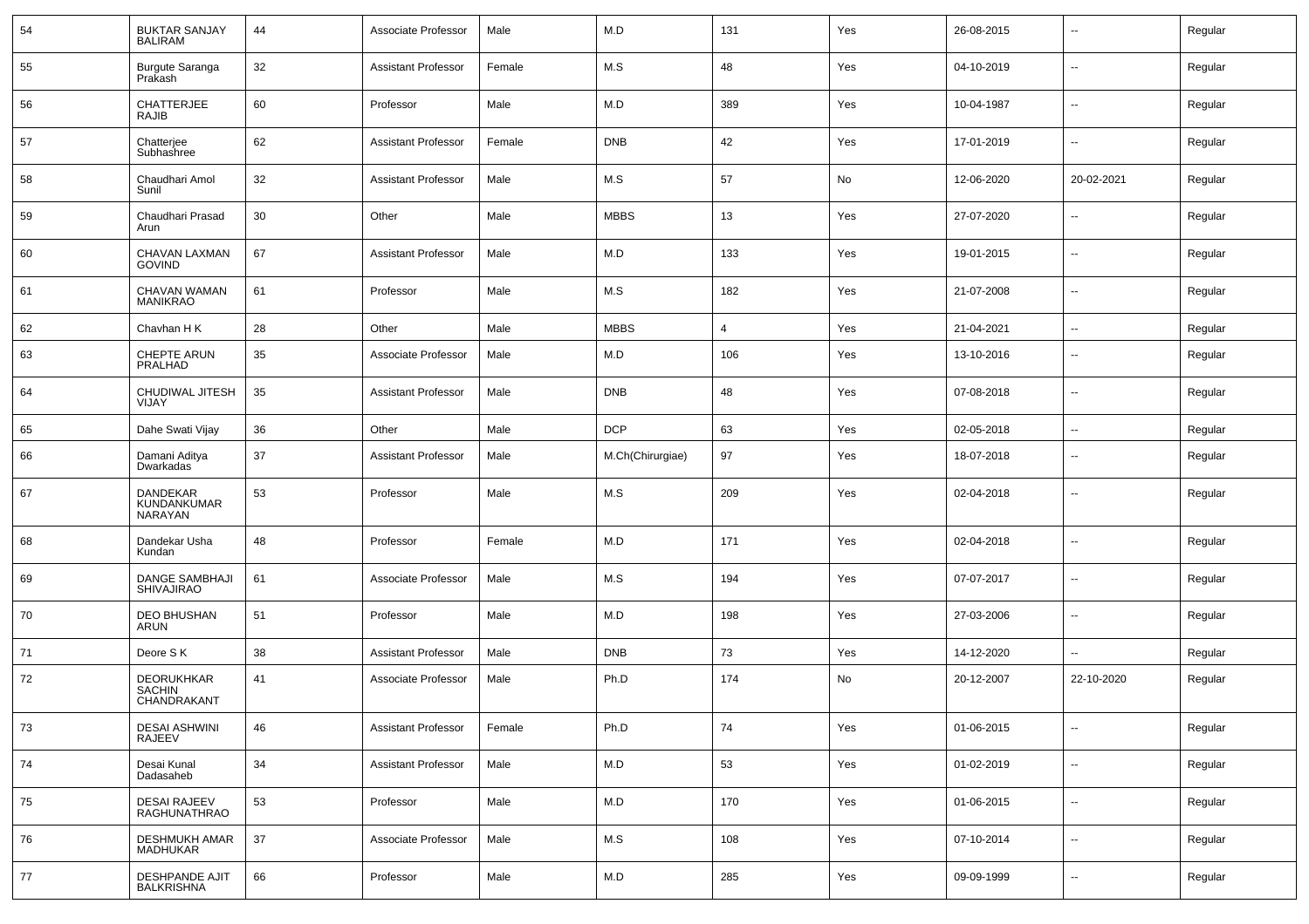| 54 | BUKTAR SANJAY BALIRAM | 44 | Associate Professor | Male | M.D | 131 | Yes | 26-08-2015 | -- | Regular |
|---|---|---|---|---|---|---|---|---|---|---|
| 55 | Burgute Saranga Prakash | 32 | Assistant Professor | Female | M.S | 48 | Yes | 04-10-2019 | -- | Regular |
| 56 | CHATTERJEE RAJIB | 60 | Professor | Male | M.D | 389 | Yes | 10-04-1987 | -- | Regular |
| 57 | Chatterjee Subhashree | 62 | Assistant Professor | Female | DNB | 42 | Yes | 17-01-2019 | -- | Regular |
| 58 | Chaudhari Amol Sunil | 32 | Assistant Professor | Male | M.S | 57 | No | 12-06-2020 | 20-02-2021 | Regular |
| 59 | Chaudhari Prasad Arun | 30 | Other | Male | MBBS | 13 | Yes | 27-07-2020 | -- | Regular |
| 60 | CHAVAN LAXMAN GOVIND | 67 | Assistant Professor | Male | M.D | 133 | Yes | 19-01-2015 | -- | Regular |
| 61 | CHAVAN WAMAN MANIKRAO | 61 | Professor | Male | M.S | 182 | Yes | 21-07-2008 | -- | Regular |
| 62 | Chavhan H K | 28 | Other | Male | MBBS | 4 | Yes | 21-04-2021 | -- | Regular |
| 63 | CHEPTE ARUN PRALHAD | 35 | Associate Professor | Male | M.D | 106 | Yes | 13-10-2016 | -- | Regular |
| 64 | CHUDIWAL JITESH VIJAY | 35 | Assistant Professor | Male | DNB | 48 | Yes | 07-08-2018 | -- | Regular |
| 65 | Dahe Swati Vijay | 36 | Other | Male | DCP | 63 | Yes | 02-05-2018 | -- | Regular |
| 66 | Damani Aditya Dwarkadas | 37 | Assistant Professor | Male | M.Ch(Chirurgiae) | 97 | Yes | 18-07-2018 | -- | Regular |
| 67 | DANDEKAR KUNDANKUMAR NARAYAN | 53 | Professor | Male | M.S | 209 | Yes | 02-04-2018 | -- | Regular |
| 68 | Dandekar Usha Kundan | 48 | Professor | Female | M.D | 171 | Yes | 02-04-2018 | -- | Regular |
| 69 | DANGE SAMBHAJI SHIVAJIRAO | 61 | Associate Professor | Male | M.S | 194 | Yes | 07-07-2017 | -- | Regular |
| 70 | DEO BHUSHAN ARUN | 51 | Professor | Male | M.D | 198 | Yes | 27-03-2006 | -- | Regular |
| 71 | Deore S K | 38 | Assistant Professor | Male | DNB | 73 | Yes | 14-12-2020 | -- | Regular |
| 72 | DEORUKHKAR SACHIN CHANDRAKANT | 41 | Associate Professor | Male | Ph.D | 174 | No | 20-12-2007 | 22-10-2020 | Regular |
| 73 | DESAI ASHWINI RAJEEV | 46 | Assistant Professor | Female | Ph.D | 74 | Yes | 01-06-2015 | -- | Regular |
| 74 | Desai Kunal Dadasaheb | 34 | Assistant Professor | Male | M.D | 53 | Yes | 01-02-2019 | -- | Regular |
| 75 | DESAI RAJEEV RAGHUNATHRAO | 53 | Professor | Male | M.D | 170 | Yes | 01-06-2015 | -- | Regular |
| 76 | DESHMUKH AMAR MADHUKAR | 37 | Associate Professor | Male | M.S | 108 | Yes | 07-10-2014 | -- | Regular |
| 77 | DESHPANDE AJIT BALKRISHNA | 66 | Professor | Male | M.D | 285 | Yes | 09-09-1999 | -- | Regular |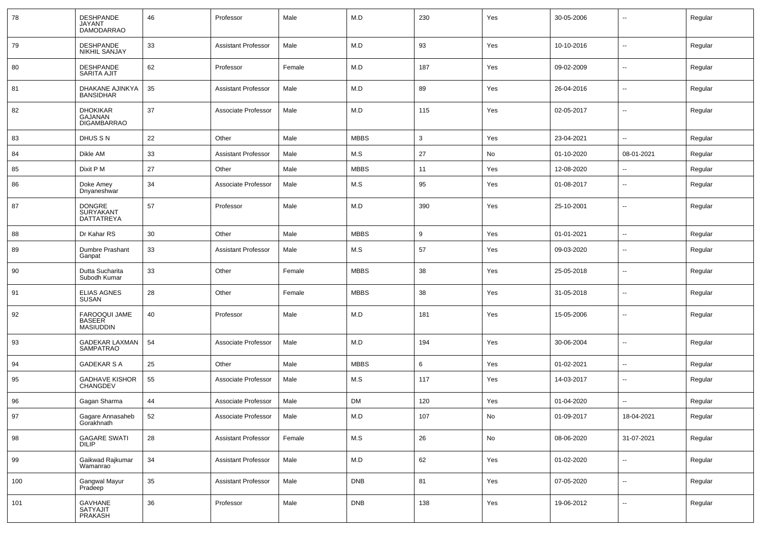| 78 | DESHPANDE JAYANT DAMODARRAO | 46 | Professor | Male | M.D | 230 | Yes | 30-05-2006 | -- | Regular |
|---|---|---|---|---|---|---|---|---|---|---|
| 79 | DESHPANDE NIKHIL SANJAY | 33 | Assistant Professor | Male | M.D | 93 | Yes | 10-10-2016 | -- | Regular |
| 80 | DESHPANDE SARITA AJIT | 62 | Professor | Female | M.D | 187 | Yes | 09-02-2009 | -- | Regular |
| 81 | DHAKANE AJINKYA BANSIDHAR | 35 | Assistant Professor | Male | M.D | 89 | Yes | 26-04-2016 | -- | Regular |
| 82 | DHOKIKAR GAJANAN DIGAMBARRAO | 37 | Associate Professor | Male | M.D | 115 | Yes | 02-05-2017 | -- | Regular |
| 83 | DHUS S N | 22 | Other | Male | MBBS | 3 | Yes | 23-04-2021 | -- | Regular |
| 84 | Dikle AM | 33 | Assistant Professor | Male | M.S | 27 | No | 01-10-2020 | 08-01-2021 | Regular |
| 85 | Dixit P M | 27 | Other | Male | MBBS | 11 | Yes | 12-08-2020 | -- | Regular |
| 86 | Doke Amey Dnyaneshwar | 34 | Associate Professor | Male | M.S | 95 | Yes | 01-08-2017 | -- | Regular |
| 87 | DONGRE SURYAKANT DATTATREYA | 57 | Professor | Male | M.D | 390 | Yes | 25-10-2001 | -- | Regular |
| 88 | Dr Kahar RS | 30 | Other | Male | MBBS | 9 | Yes | 01-01-2021 | -- | Regular |
| 89 | Dumbre Prashant Ganpat | 33 | Assistant Professor | Male | M.S | 57 | Yes | 09-03-2020 | -- | Regular |
| 90 | Dutta Sucharita Subodh Kumar | 33 | Other | Female | MBBS | 38 | Yes | 25-05-2018 | -- | Regular |
| 91 | ELIAS AGNES SUSAN | 28 | Other | Female | MBBS | 38 | Yes | 31-05-2018 | -- | Regular |
| 92 | FAROOQUI JAME BASEER MASIUDDIN | 40 | Professor | Male | M.D | 181 | Yes | 15-05-2006 | -- | Regular |
| 93 | GADEKAR LAXMAN SAMPATRAO | 54 | Associate Professor | Male | M.D | 194 | Yes | 30-06-2004 | -- | Regular |
| 94 | GADEKAR S A | 25 | Other | Male | MBBS | 6 | Yes | 01-02-2021 | -- | Regular |
| 95 | GADHAVE KISHOR CHANGDEV | 55 | Associate Professor | Male | M.S | 117 | Yes | 14-03-2017 | -- | Regular |
| 96 | Gagan Sharma | 44 | Associate Professor | Male | DM | 120 | Yes | 01-04-2020 | -- | Regular |
| 97 | Gagare Annasaheb Gorakhnath | 52 | Associate Professor | Male | M.D | 107 | No | 01-09-2017 | 18-04-2021 | Regular |
| 98 | GAGARE SWATI DILIP | 28 | Assistant Professor | Female | M.S | 26 | No | 08-06-2020 | 31-07-2021 | Regular |
| 99 | Gaikwad Rajkumar Wamanrao | 34 | Assistant Professor | Male | M.D | 62 | Yes | 01-02-2020 | -- | Regular |
| 100 | Gangwal Mayur Pradeep | 35 | Assistant Professor | Male | DNB | 81 | Yes | 07-05-2020 | -- | Regular |
| 101 | GAVHANE SATYAJIT PRAKASH | 36 | Professor | Male | DNB | 138 | Yes | 19-06-2012 | -- | Regular |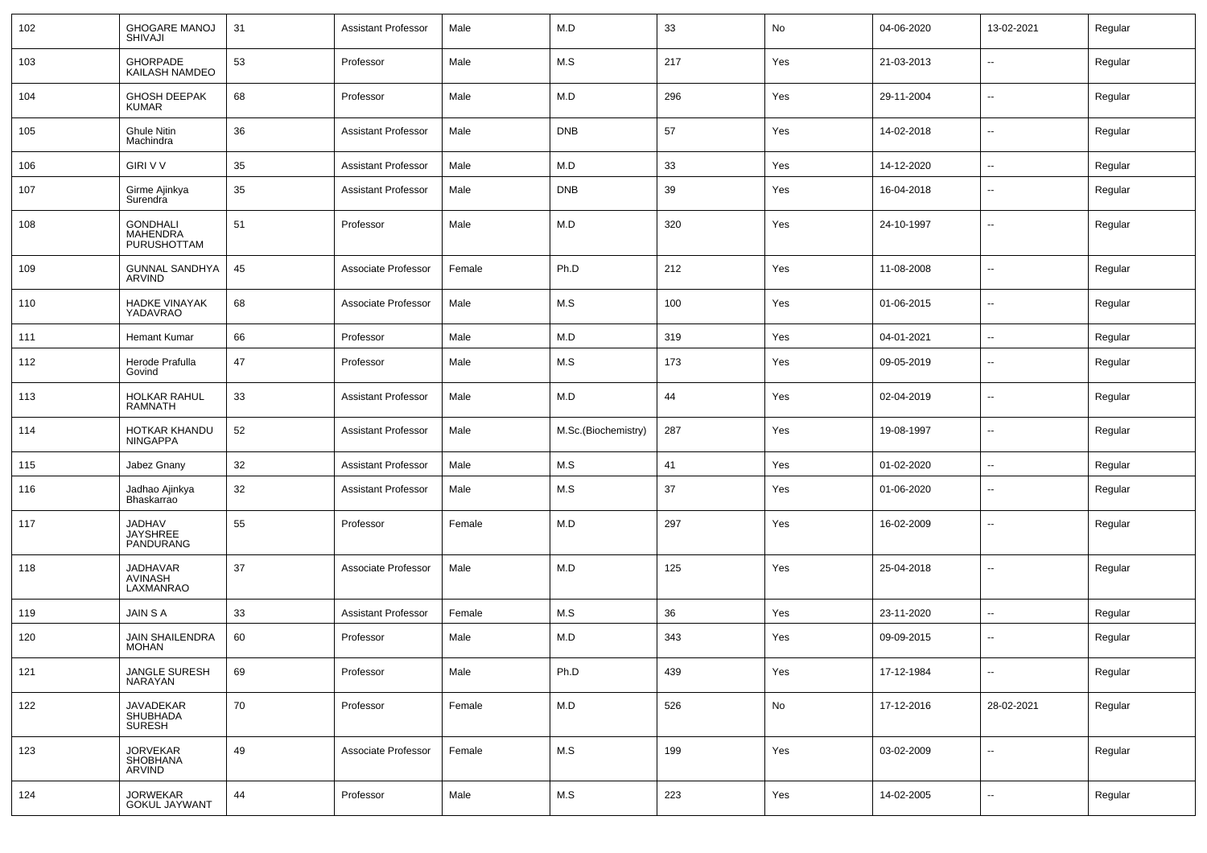| 102 | GHOGARE MANOJ SHIVAJI | 31 | Assistant Professor | Male | M.D | 33 | No | 04-06-2020 | 13-02-2021 | Regular |
|---|---|---|---|---|---|---|---|---|---|---|
| 103 | GHORPADE KAILASH NAMDEO | 53 | Professor | Male | M.S | 217 | Yes | 21-03-2013 | -- | Regular |
| 104 | GHOSH DEEPAK KUMAR | 68 | Professor | Male | M.D | 296 | Yes | 29-11-2004 | -- | Regular |
| 105 | Ghule Nitin Machindra | 36 | Assistant Professor | Male | DNB | 57 | Yes | 14-02-2018 | -- | Regular |
| 106 | GIRI V V | 35 | Assistant Professor | Male | M.D | 33 | Yes | 14-12-2020 | -- | Regular |
| 107 | Girme Ajinkya Surendra | 35 | Assistant Professor | Male | DNB | 39 | Yes | 16-04-2018 | -- | Regular |
| 108 | GONDHALI MAHENDRA PURUSHOTTAM | 51 | Professor | Male | M.D | 320 | Yes | 24-10-1997 | -- | Regular |
| 109 | GUNNAL SANDHYA ARVIND | 45 | Associate Professor | Female | Ph.D | 212 | Yes | 11-08-2008 | -- | Regular |
| 110 | HADKE VINAYAK YADAVRAO | 68 | Associate Professor | Male | M.S | 100 | Yes | 01-06-2015 | -- | Regular |
| 111 | Hemant Kumar | 66 | Professor | Male | M.D | 319 | Yes | 04-01-2021 | -- | Regular |
| 112 | Herode Prafulla Govind | 47 | Professor | Male | M.S | 173 | Yes | 09-05-2019 | -- | Regular |
| 113 | HOLKAR RAHUL RAMNATH | 33 | Assistant Professor | Male | M.D | 44 | Yes | 02-04-2019 | -- | Regular |
| 114 | HOTKAR KHANDU NINGAPPA | 52 | Assistant Professor | Male | M.Sc.(Biochemistry) | 287 | Yes | 19-08-1997 | -- | Regular |
| 115 | Jabez Gnany | 32 | Assistant Professor | Male | M.S | 41 | Yes | 01-02-2020 | -- | Regular |
| 116 | Jadhao Ajinkya Bhaskarrao | 32 | Assistant Professor | Male | M.S | 37 | Yes | 01-06-2020 | -- | Regular |
| 117 | JADHAV JAYSHREE PANDURANG | 55 | Professor | Female | M.D | 297 | Yes | 16-02-2009 | -- | Regular |
| 118 | JADHAVAR AVINASH LAXMANRAO | 37 | Associate Professor | Male | M.D | 125 | Yes | 25-04-2018 | -- | Regular |
| 119 | JAIN S A | 33 | Assistant Professor | Female | M.S | 36 | Yes | 23-11-2020 | -- | Regular |
| 120 | JAIN SHAILENDRA MOHAN | 60 | Professor | Male | M.D | 343 | Yes | 09-09-2015 | -- | Regular |
| 121 | JANGLE SURESH NARAYAN | 69 | Professor | Male | Ph.D | 439 | Yes | 17-12-1984 | -- | Regular |
| 122 | JAVADEKAR SHUBHADA SURESH | 70 | Professor | Female | M.D | 526 | No | 17-12-2016 | 28-02-2021 | Regular |
| 123 | JORVEKAR SHOBHANA ARVIND | 49 | Associate Professor | Female | M.S | 199 | Yes | 03-02-2009 | -- | Regular |
| 124 | JORWEKAR GOKUL JAYWANT | 44 | Professor | Male | M.S | 223 | Yes | 14-02-2005 | -- | Regular |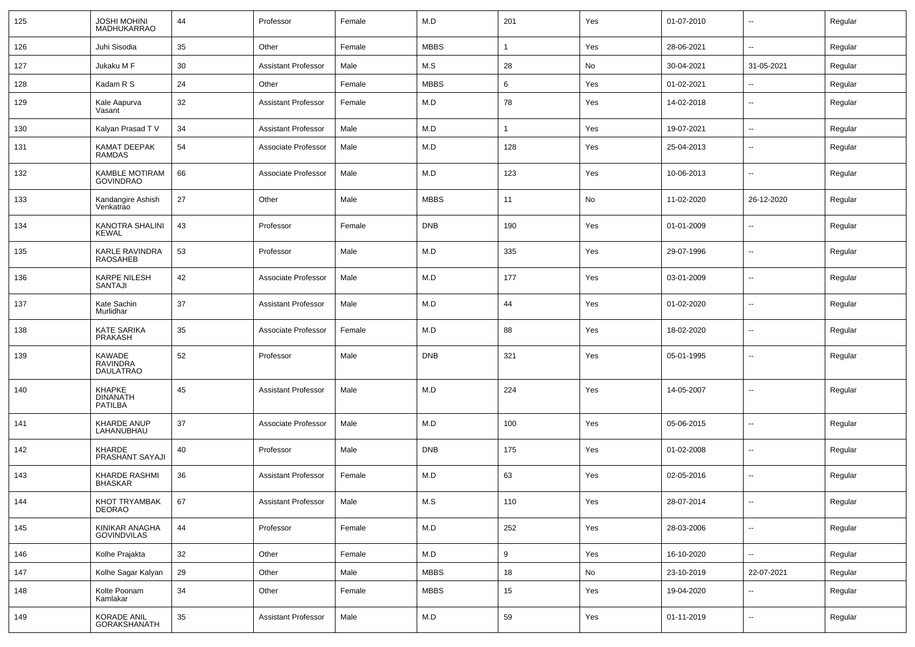| | | | | | | | | | | |
|---|---|---|---|---|---|---|---|---|---|---|
| 125 | JOSHI MOHINI MADHUKARRAO | 44 | Professor | Female | M.D | 201 | Yes | 01-07-2010 | -- | Regular |
| 126 | Juhi Sisodia | 35 | Other | Female | MBBS | 1 | Yes | 28-06-2021 | -- | Regular |
| 127 | Jukaku M F | 30 | Assistant Professor | Male | M.S | 28 | No | 30-04-2021 | 31-05-2021 | Regular |
| 128 | Kadam R S | 24 | Other | Female | MBBS | 6 | Yes | 01-02-2021 | -- | Regular |
| 129 | Kale Aapurva Vasant | 32 | Assistant Professor | Female | M.D | 78 | Yes | 14-02-2018 | -- | Regular |
| 130 | Kalyan Prasad T V | 34 | Assistant Professor | Male | M.D | 1 | Yes | 19-07-2021 | -- | Regular |
| 131 | KAMAT DEEPAK RAMDAS | 54 | Associate Professor | Male | M.D | 128 | Yes | 25-04-2013 | -- | Regular |
| 132 | KAMBLE MOTIRAM GOVINDRAO | 66 | Associate Professor | Male | M.D | 123 | Yes | 10-06-2013 | -- | Regular |
| 133 | Kandangire Ashish Venkatrao | 27 | Other | Male | MBBS | 11 | No | 11-02-2020 | 26-12-2020 | Regular |
| 134 | KANOTRA SHALINI KEWAL | 43 | Professor | Female | DNB | 190 | Yes | 01-01-2009 | -- | Regular |
| 135 | KARLE RAVINDRA RAOSAHEB | 53 | Professor | Male | M.D | 335 | Yes | 29-07-1996 | -- | Regular |
| 136 | KARPE NILESH SANTAJI | 42 | Associate Professor | Male | M.D | 177 | Yes | 03-01-2009 | -- | Regular |
| 137 | Kate Sachin Murlidhar | 37 | Assistant Professor | Male | M.D | 44 | Yes | 01-02-2020 | -- | Regular |
| 138 | KATE SARIKA PRAKASH | 35 | Associate Professor | Female | M.D | 88 | Yes | 18-02-2020 | -- | Regular |
| 139 | KAWADE RAVINDRA DAULATRAO | 52 | Professor | Male | DNB | 321 | Yes | 05-01-1995 | -- | Regular |
| 140 | KHAPKE DINANATH PATILBA | 45 | Assistant Professor | Male | M.D | 224 | Yes | 14-05-2007 | -- | Regular |
| 141 | KHARDE ANUP LAHANUBHAU | 37 | Associate Professor | Male | M.D | 100 | Yes | 05-06-2015 | -- | Regular |
| 142 | KHARDE PRASHANT SAYAJI | 40 | Professor | Male | DNB | 175 | Yes | 01-02-2008 | -- | Regular |
| 143 | KHARDE RASHMI BHASKAR | 36 | Assistant Professor | Female | M.D | 63 | Yes | 02-05-2016 | -- | Regular |
| 144 | KHOT TRYAMBAK DEORAO | 67 | Assistant Professor | Male | M.S | 110 | Yes | 28-07-2014 | -- | Regular |
| 145 | KINIKAR ANAGHA GOVINDVILAS | 44 | Professor | Female | M.D | 252 | Yes | 28-03-2006 | -- | Regular |
| 146 | Kolhe Prajakta | 32 | Other | Female | M.D | 9 | Yes | 16-10-2020 | -- | Regular |
| 147 | Kolhe Sagar Kalyan | 29 | Other | Male | MBBS | 18 | No | 23-10-2019 | 22-07-2021 | Regular |
| 148 | Kolte Poonam Kamlakar | 34 | Other | Female | MBBS | 15 | Yes | 19-04-2020 | -- | Regular |
| 149 | KORADE ANIL GORAKSHANATH | 35 | Assistant Professor | Male | M.D | 59 | Yes | 01-11-2019 | -- | Regular |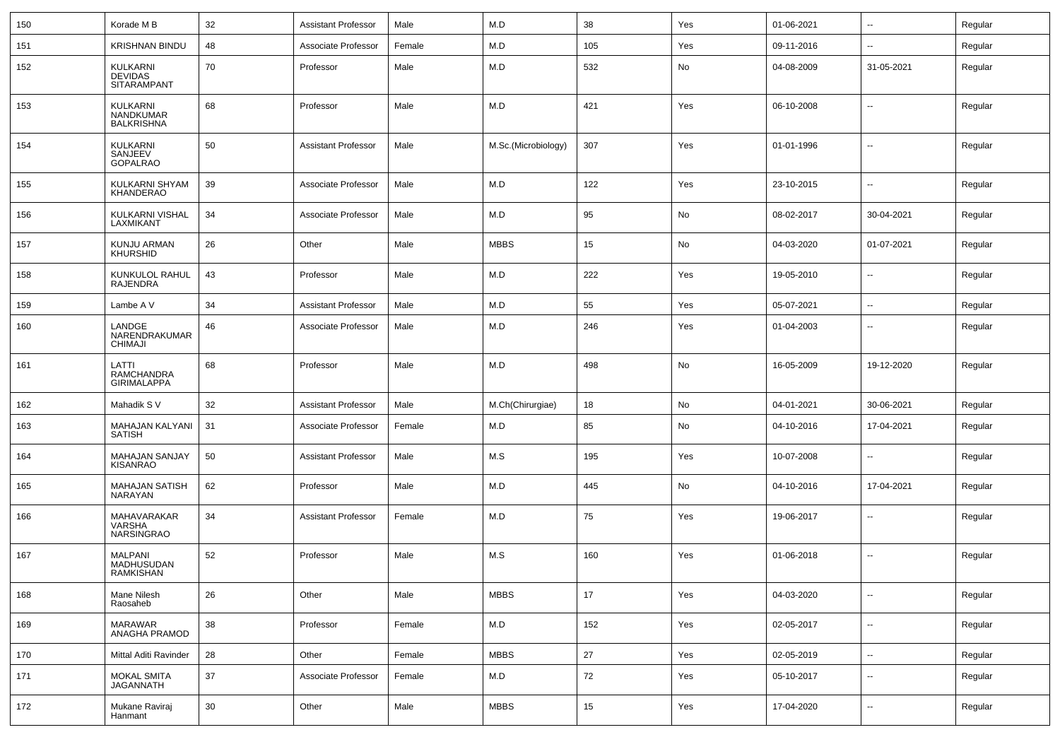| 150 | Korade M B | 32 | Assistant Professor | Male | M.D | 38 | Yes | 01-06-2021 | -- | Regular |
|---|---|---|---|---|---|---|---|---|---|---|
| 151 | KRISHNAN BINDU | 48 | Associate Professor | Female | M.D | 105 | Yes | 09-11-2016 | -- | Regular |
| 152 | KULKARNI DEVIDAS SITARAMPANT | 70 | Professor | Male | M.D | 532 | No | 04-08-2009 | 31-05-2021 | Regular |
| 153 | KULKARNI NANDKUMAR BALKRISHNA | 68 | Professor | Male | M.D | 421 | Yes | 06-10-2008 | -- | Regular |
| 154 | KULKARNI SANJEEV GOPALRAO | 50 | Assistant Professor | Male | M.Sc.(Microbiology) | 307 | Yes | 01-01-1996 | -- | Regular |
| 155 | KULKARNI SHYAM KHANDERAO | 39 | Associate Professor | Male | M.D | 122 | Yes | 23-10-2015 | -- | Regular |
| 156 | KULKARNI VISHAL LAXMIKANT | 34 | Associate Professor | Male | M.D | 95 | No | 08-02-2017 | 30-04-2021 | Regular |
| 157 | KUNJU ARMAN KHURSHID | 26 | Other | Male | MBBS | 15 | No | 04-03-2020 | 01-07-2021 | Regular |
| 158 | KUNKULOL RAHUL RAJENDRA | 43 | Professor | Male | M.D | 222 | Yes | 19-05-2010 | -- | Regular |
| 159 | Lambe A V | 34 | Assistant Professor | Male | M.D | 55 | Yes | 05-07-2021 | -- | Regular |
| 160 | LANDGE NARENDRAKUMAR CHIMAJI | 46 | Associate Professor | Male | M.D | 246 | Yes | 01-04-2003 | -- | Regular |
| 161 | LATTI RAMCHANDRA GIRIMALAPPA | 68 | Professor | Male | M.D | 498 | No | 16-05-2009 | 19-12-2020 | Regular |
| 162 | Mahadik S V | 32 | Assistant Professor | Male | M.Ch(Chirurgiae) | 18 | No | 04-01-2021 | 30-06-2021 | Regular |
| 163 | MAHAJAN KALYANI SATISH | 31 | Associate Professor | Female | M.D | 85 | No | 04-10-2016 | 17-04-2021 | Regular |
| 164 | MAHAJAN SANJAY KISANRAO | 50 | Assistant Professor | Male | M.S | 195 | Yes | 10-07-2008 | -- | Regular |
| 165 | MAHAJAN SATISH NARAYAN | 62 | Professor | Male | M.D | 445 | No | 04-10-2016 | 17-04-2021 | Regular |
| 166 | MAHAVARAKAR VARSHA NARSINGRAO | 34 | Assistant Professor | Female | M.D | 75 | Yes | 19-06-2017 | -- | Regular |
| 167 | MALPANI MADHUSUDAN RAMKISHAN | 52 | Professor | Male | M.S | 160 | Yes | 01-06-2018 | -- | Regular |
| 168 | Mane Nilesh Raosaheb | 26 | Other | Male | MBBS | 17 | Yes | 04-03-2020 | -- | Regular |
| 169 | MARAWAR ANAGHA PRAMOD | 38 | Professor | Female | M.D | 152 | Yes | 02-05-2017 | -- | Regular |
| 170 | Mittal Aditi Ravinder | 28 | Other | Female | MBBS | 27 | Yes | 02-05-2019 | -- | Regular |
| 171 | MOKAL SMITA JAGANNATH | 37 | Associate Professor | Female | M.D | 72 | Yes | 05-10-2017 | -- | Regular |
| 172 | Mukane Raviraj Hanmant | 30 | Other | Male | MBBS | 15 | Yes | 17-04-2020 | -- | Regular |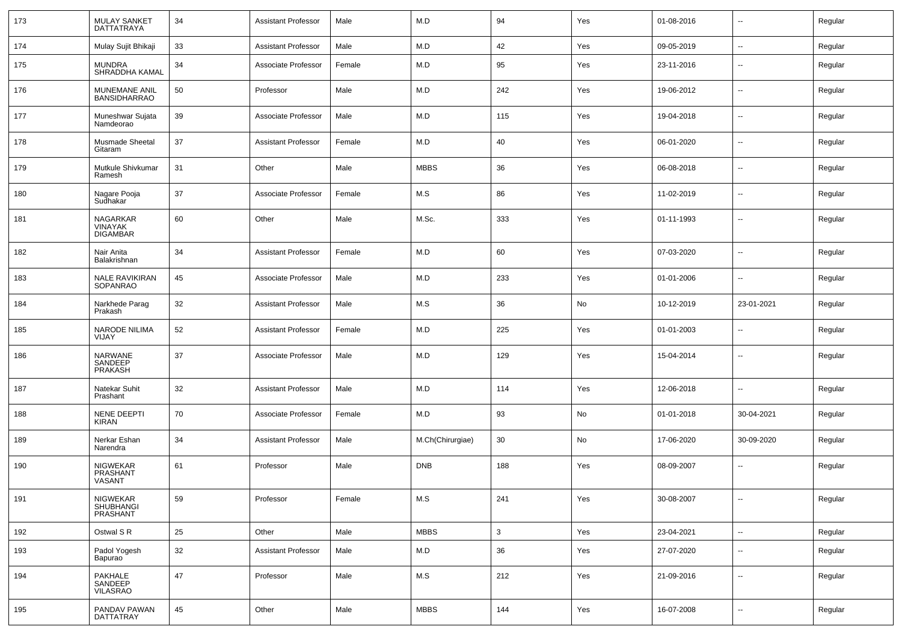| 173 | MULAY SANKET DATTATRAYA | 34 | Assistant Professor | Male | M.D | 94 | Yes | 01-08-2016 | -- | Regular |
|---|---|---|---|---|---|---|---|---|---|---|
| 174 | Mulay Sujit Bhikaji | 33 | Assistant Professor | Male | M.D | 42 | Yes | 09-05-2019 | -- | Regular |
| 175 | MUNDRA SHRADDHA KAMAL | 34 | Associate Professor | Female | M.D | 95 | Yes | 23-11-2016 | -- | Regular |
| 176 | MUNEMANE ANIL BANSIDHARRAO | 50 | Professor | Male | M.D | 242 | Yes | 19-06-2012 | -- | Regular |
| 177 | Muneshwar Sujata Namdeorao | 39 | Associate Professor | Male | M.D | 115 | Yes | 19-04-2018 | -- | Regular |
| 178 | Musmade Sheetal Gitaram | 37 | Assistant Professor | Female | M.D | 40 | Yes | 06-01-2020 | -- | Regular |
| 179 | Mutkule Shivkumar Ramesh | 31 | Other | Male | MBBS | 36 | Yes | 06-08-2018 | -- | Regular |
| 180 | Nagare Pooja Sudhakar | 37 | Associate Professor | Female | M.S | 86 | Yes | 11-02-2019 | -- | Regular |
| 181 | NAGARKAR VINAYAK DIGAMBAR | 60 | Other | Male | M.Sc. | 333 | Yes | 01-11-1993 | -- | Regular |
| 182 | Nair Anita Balakrishnan | 34 | Assistant Professor | Female | M.D | 60 | Yes | 07-03-2020 | -- | Regular |
| 183 | NALE RAVIKIRAN SOPANRAO | 45 | Associate Professor | Male | M.D | 233 | Yes | 01-01-2006 | -- | Regular |
| 184 | Narkhede Parag Prakash | 32 | Assistant Professor | Male | M.S | 36 | No | 10-12-2019 | 23-01-2021 | Regular |
| 185 | NARODE NILIMA VIJAY | 52 | Assistant Professor | Female | M.D | 225 | Yes | 01-01-2003 | -- | Regular |
| 186 | NARWANE SANDEEP PRAKASH | 37 | Associate Professor | Male | M.D | 129 | Yes | 15-04-2014 | -- | Regular |
| 187 | Natekar Suhit Prashant | 32 | Assistant Professor | Male | M.D | 114 | Yes | 12-06-2018 | -- | Regular |
| 188 | NENE DEEPTI KIRAN | 70 | Associate Professor | Female | M.D | 93 | No | 01-01-2018 | 30-04-2021 | Regular |
| 189 | Nerkar Eshan Narendra | 34 | Assistant Professor | Male | M.Ch(Chirurgiae) | 30 | No | 17-06-2020 | 30-09-2020 | Regular |
| 190 | NIGWEKAR PRASHANT VASANT | 61 | Professor | Male | DNB | 188 | Yes | 08-09-2007 | -- | Regular |
| 191 | NIGWEKAR SHUBHANGI PRASHANT | 59 | Professor | Female | M.S | 241 | Yes | 30-08-2007 | -- | Regular |
| 192 | Ostwal S R | 25 | Other | Male | MBBS | 3 | Yes | 23-04-2021 | -- | Regular |
| 193 | Padol Yogesh Bapurao | 32 | Assistant Professor | Male | M.D | 36 | Yes | 27-07-2020 | -- | Regular |
| 194 | PAKHALE SANDEEP VILASRAO | 47 | Professor | Male | M.S | 212 | Yes | 21-09-2016 | -- | Regular |
| 195 | PANDAV PAWAN DATTATRAY | 45 | Other | Male | MBBS | 144 | Yes | 16-07-2008 | -- | Regular |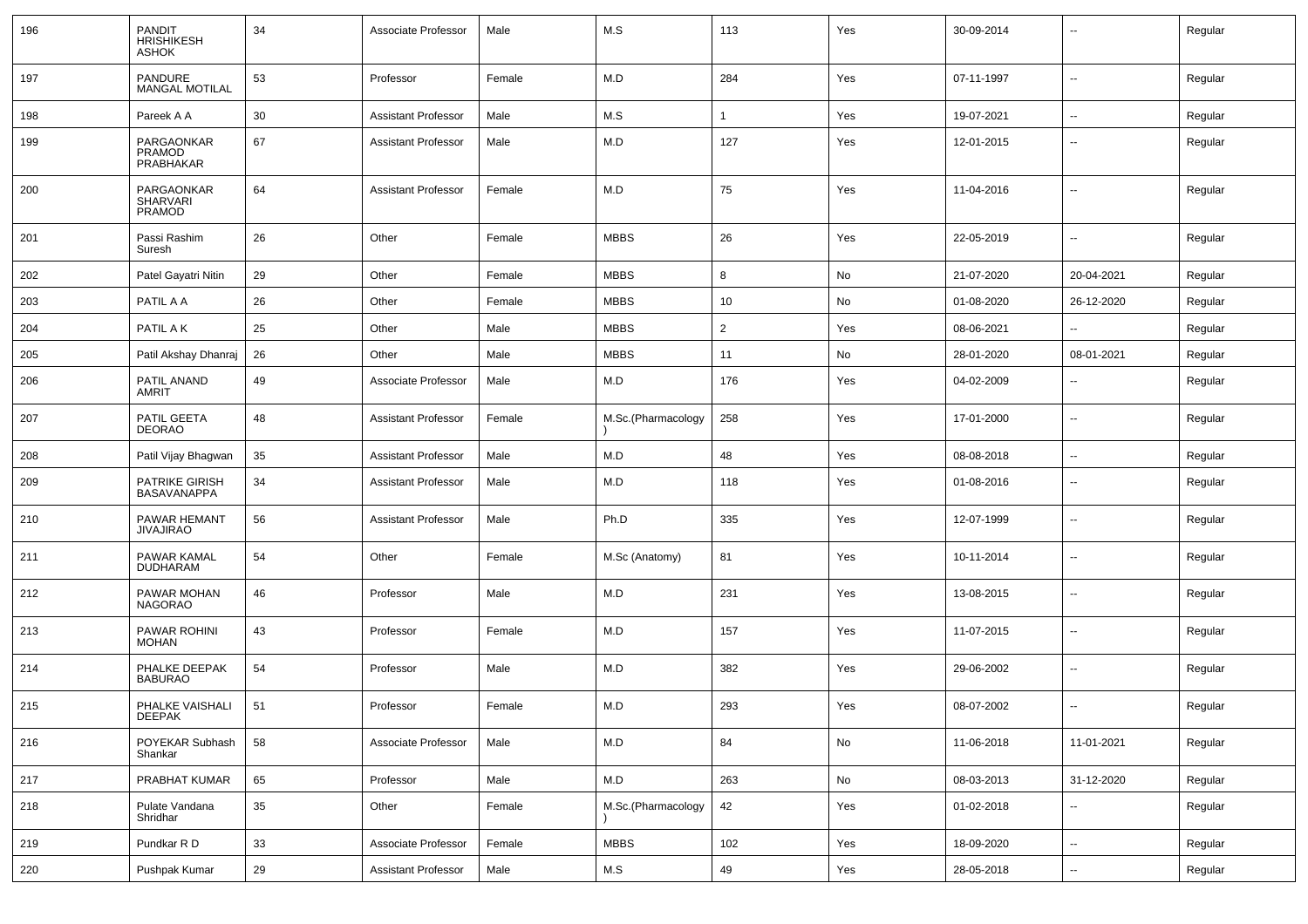| 196 | PANDIT HRISHIKESH ASHOK | 34 | Associate Professor | Male | M.S | 113 | Yes | 30-09-2014 | -- | Regular |
|---|---|---|---|---|---|---|---|---|---|---|
| 197 | PANDURE MANGAL MOTILAL | 53 | Professor | Female | M.D | 284 | Yes | 07-11-1997 | -- | Regular |
| 198 | Pareek A A | 30 | Assistant Professor | Male | M.S | 1 | Yes | 19-07-2021 | -- | Regular |
| 199 | PARGAONKAR PRAMOD PRABHAKAR | 67 | Assistant Professor | Male | M.D | 127 | Yes | 12-01-2015 | -- | Regular |
| 200 | PARGAONKAR SHARVARI PRAMOD | 64 | Assistant Professor | Female | M.D | 75 | Yes | 11-04-2016 | -- | Regular |
| 201 | Passi Rashim Suresh | 26 | Other | Female | MBBS | 26 | Yes | 22-05-2019 | -- | Regular |
| 202 | Patel Gayatri Nitin | 29 | Other | Female | MBBS | 8 | No | 21-07-2020 | 20-04-2021 | Regular |
| 203 | PATIL A A | 26 | Other | Female | MBBS | 10 | No | 01-08-2020 | 26-12-2020 | Regular |
| 204 | PATIL A K | 25 | Other | Male | MBBS | 2 | Yes | 08-06-2021 | -- | Regular |
| 205 | Patil Akshay Dhanraj | 26 | Other | Male | MBBS | 11 | No | 28-01-2020 | 08-01-2021 | Regular |
| 206 | PATIL ANAND AMRIT | 49 | Associate Professor | Male | M.D | 176 | Yes | 04-02-2009 | -- | Regular |
| 207 | PATIL GEETA DEORAO | 48 | Assistant Professor | Female | M.Sc.(Pharmacology) | 258 | Yes | 17-01-2000 | -- | Regular |
| 208 | Patil Vijay Bhagwan | 35 | Assistant Professor | Male | M.D | 48 | Yes | 08-08-2018 | -- | Regular |
| 209 | PATRIKE GIRISH BASAVANAPPA | 34 | Assistant Professor | Male | M.D | 118 | Yes | 01-08-2016 | -- | Regular |
| 210 | PAWAR HEMANT JIVAJIRAO | 56 | Assistant Professor | Male | Ph.D | 335 | Yes | 12-07-1999 | -- | Regular |
| 211 | PAWAR KAMAL DUDHARAM | 54 | Other | Female | M.Sc (Anatomy) | 81 | Yes | 10-11-2014 | -- | Regular |
| 212 | PAWAR MOHAN NAGORAO | 46 | Professor | Male | M.D | 231 | Yes | 13-08-2015 | -- | Regular |
| 213 | PAWAR ROHINI MOHAN | 43 | Professor | Female | M.D | 157 | Yes | 11-07-2015 | -- | Regular |
| 214 | PHALKE DEEPAK BABURAO | 54 | Professor | Male | M.D | 382 | Yes | 29-06-2002 | -- | Regular |
| 215 | PHALKE VAISHALI DEEPAK | 51 | Professor | Female | M.D | 293 | Yes | 08-07-2002 | -- | Regular |
| 216 | POYEKAR Subhash Shankar | 58 | Associate Professor | Male | M.D | 84 | No | 11-06-2018 | 11-01-2021 | Regular |
| 217 | PRABHAT KUMAR | 65 | Professor | Male | M.D | 263 | No | 08-03-2013 | 31-12-2020 | Regular |
| 218 | Pulate Vandana Shridhar | 35 | Other | Female | M.Sc.(Pharmacology) | 42 | Yes | 01-02-2018 | -- | Regular |
| 219 | Pundkar R D | 33 | Associate Professor | Female | MBBS | 102 | Yes | 18-09-2020 | -- | Regular |
| 220 | Pushpak Kumar | 29 | Assistant Professor | Male | M.S | 49 | Yes | 28-05-2018 | -- | Regular |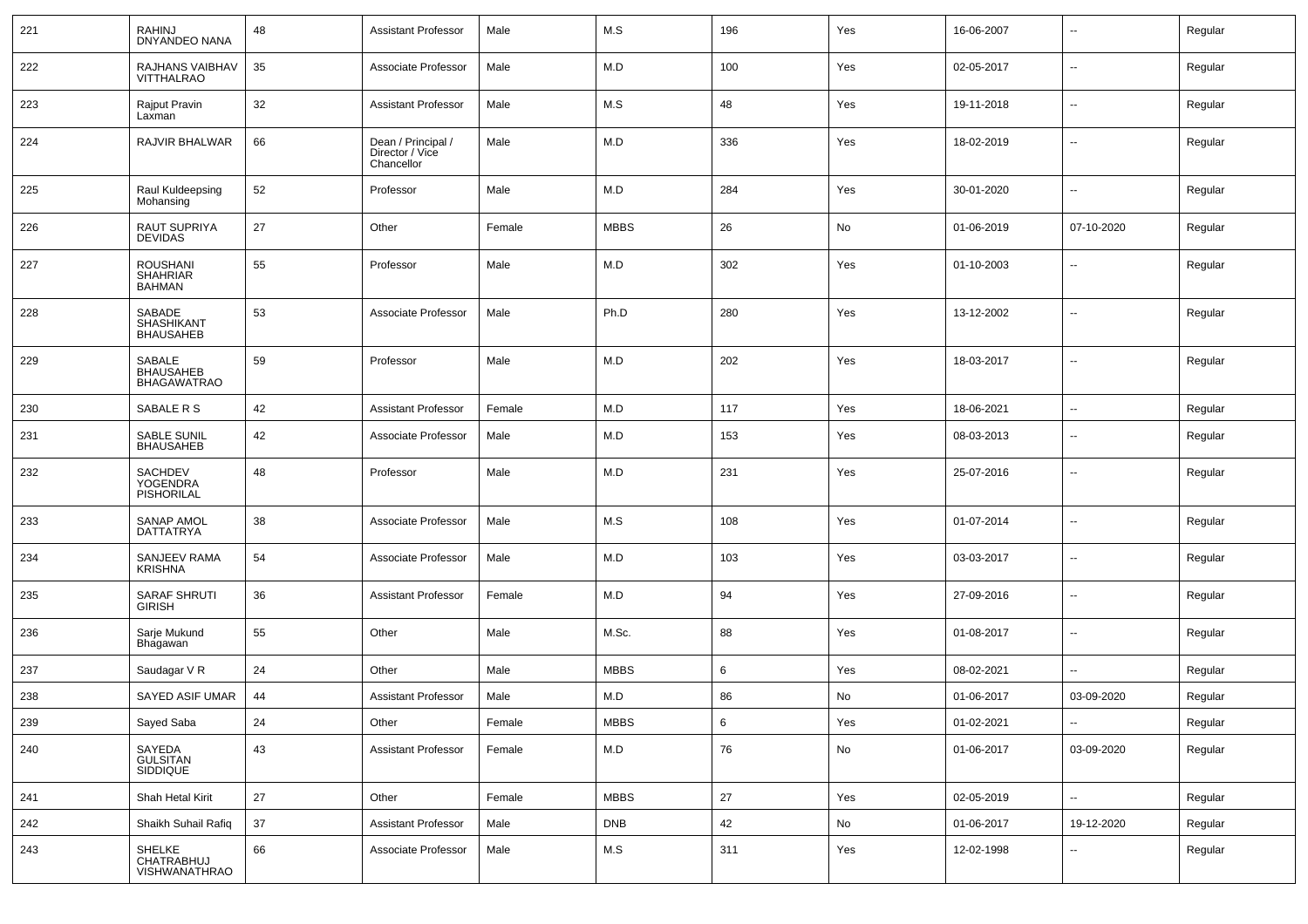| 221 | RAHINJ DNYANDEO NANA | 48 | Assistant Professor | Male | M.S | 196 | Yes | 16-06-2007 | -- | Regular |
|---|---|---|---|---|---|---|---|---|---|---|
| 222 | RAJHANS VAIBHAV VITTHALRAO | 35 | Associate Professor | Male | M.D | 100 | Yes | 02-05-2017 | -- | Regular |
| 223 | Rajput Pravin Laxman | 32 | Assistant Professor | Male | M.S | 48 | Yes | 19-11-2018 | -- | Regular |
| 224 | RAJVIR BHALWAR | 66 | Dean / Principal / Director / Vice Chancellor | Male | M.D | 336 | Yes | 18-02-2019 | -- | Regular |
| 225 | Raul Kuldeepsing Mohansing | 52 | Professor | Male | M.D | 284 | Yes | 30-01-2020 | -- | Regular |
| 226 | RAUT SUPRIYA DEVIDAS | 27 | Other | Female | MBBS | 26 | No | 01-06-2019 | 07-10-2020 | Regular |
| 227 | ROUSHANI SHAHRIAR BAHMAN | 55 | Professor | Male | M.D | 302 | Yes | 01-10-2003 | -- | Regular |
| 228 | SABADE SHASHIKANT BHAUSAHEB | 53 | Associate Professor | Male | Ph.D | 280 | Yes | 13-12-2002 | -- | Regular |
| 229 | SABALE BHAUSAHEB BHAGAWATRAO | 59 | Professor | Male | M.D | 202 | Yes | 18-03-2017 | -- | Regular |
| 230 | SABALE R S | 42 | Assistant Professor | Female | M.D | 117 | Yes | 18-06-2021 | -- | Regular |
| 231 | SABLE SUNIL BHAUSAHEB | 42 | Associate Professor | Male | M.D | 153 | Yes | 08-03-2013 | -- | Regular |
| 232 | SACHDEV YOGENDRA PISHORILAL | 48 | Professor | Male | M.D | 231 | Yes | 25-07-2016 | -- | Regular |
| 233 | SANAP AMOL DATTATRYA | 38 | Associate Professor | Male | M.S | 108 | Yes | 01-07-2014 | -- | Regular |
| 234 | SANJEEV RAMA KRISHNA | 54 | Associate Professor | Male | M.D | 103 | Yes | 03-03-2017 | -- | Regular |
| 235 | SARAF SHRUTI GIRISH | 36 | Assistant Professor | Female | M.D | 94 | Yes | 27-09-2016 | -- | Regular |
| 236 | Sarje Mukund Bhagawan | 55 | Other | Male | M.Sc. | 88 | Yes | 01-08-2017 | -- | Regular |
| 237 | Saudagar V R | 24 | Other | Male | MBBS | 6 | Yes | 08-02-2021 | -- | Regular |
| 238 | SAYED ASIF UMAR | 44 | Assistant Professor | Male | M.D | 86 | No | 01-06-2017 | 03-09-2020 | Regular |
| 239 | Sayed Saba | 24 | Other | Female | MBBS | 6 | Yes | 01-02-2021 | -- | Regular |
| 240 | SAYEDA GULSITAN SIDDIQUE | 43 | Assistant Professor | Female | M.D | 76 | No | 01-06-2017 | 03-09-2020 | Regular |
| 241 | Shah Hetal Kirit | 27 | Other | Female | MBBS | 27 | Yes | 02-05-2019 | -- | Regular |
| 242 | Shaikh Suhail Rafiq | 37 | Assistant Professor | Male | DNB | 42 | No | 01-06-2017 | 19-12-2020 | Regular |
| 243 | SHELKE CHATRABHUJ VISHWANATHRAO | 66 | Associate Professor | Male | M.S | 311 | Yes | 12-02-1998 | -- | Regular |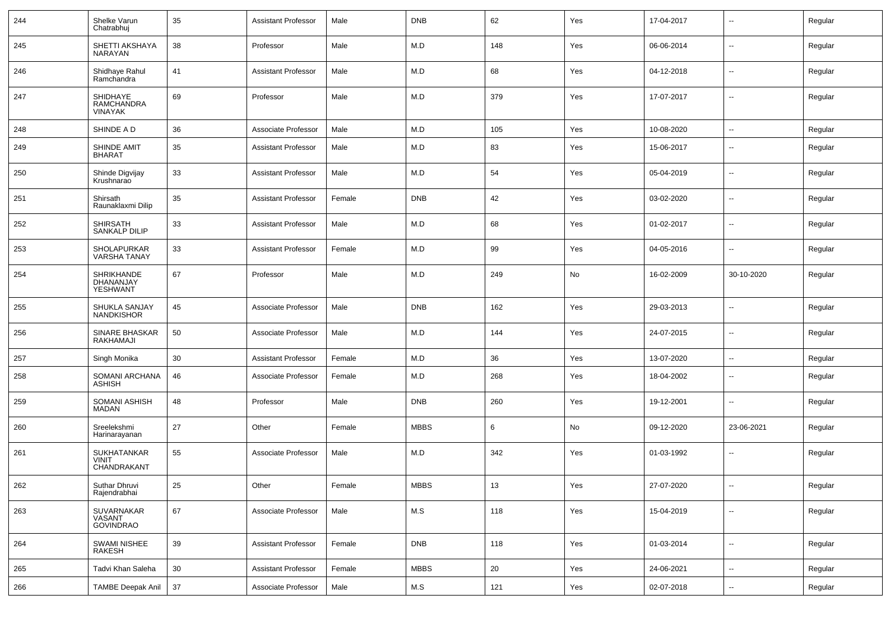| 244 | Shelke Varun Chatrabhuj | 35 | Assistant Professor | Male | DNB | 62 | Yes | 17-04-2017 | -- | Regular |
|---|---|---|---|---|---|---|---|---|---|---|
| 245 | SHETTI AKSHAYA NARAYAN | 38 | Professor | Male | M.D | 148 | Yes | 06-06-2014 | -- | Regular |
| 246 | Shidhaye Rahul Ramchandra | 41 | Assistant Professor | Male | M.D | 68 | Yes | 04-12-2018 | -- | Regular |
| 247 | SHIDHAYE RAMCHANDRA VINAYAK | 69 | Professor | Male | M.D | 379 | Yes | 17-07-2017 | -- | Regular |
| 248 | SHINDE A D | 36 | Associate Professor | Male | M.D | 105 | Yes | 10-08-2020 | -- | Regular |
| 249 | SHINDE AMIT BHARAT | 35 | Assistant Professor | Male | M.D | 83 | Yes | 15-06-2017 | -- | Regular |
| 250 | Shinde Digvijay Krushnarao | 33 | Assistant Professor | Male | M.D | 54 | Yes | 05-04-2019 | -- | Regular |
| 251 | Shirsath Raunaklaxmi Dilip | 35 | Assistant Professor | Female | DNB | 42 | Yes | 03-02-2020 | -- | Regular |
| 252 | SHIRSATH SANKALP DILIP | 33 | Assistant Professor | Male | M.D | 68 | Yes | 01-02-2017 | -- | Regular |
| 253 | SHOLAPURKAR VARSHA TANAY | 33 | Assistant Professor | Female | M.D | 99 | Yes | 04-05-2016 | -- | Regular |
| 254 | SHRIKHANDE DHANANJAY YESHWANT | 67 | Professor | Male | M.D | 249 | No | 16-02-2009 | 30-10-2020 | Regular |
| 255 | SHUKLA SANJAY NANDKISHOR | 45 | Associate Professor | Male | DNB | 162 | Yes | 29-03-2013 | -- | Regular |
| 256 | SINARE BHASKAR RAKHAMAJI | 50 | Associate Professor | Male | M.D | 144 | Yes | 24-07-2015 | -- | Regular |
| 257 | Singh Monika | 30 | Assistant Professor | Female | M.D | 36 | Yes | 13-07-2020 | -- | Regular |
| 258 | SOMANI ARCHANA ASHISH | 46 | Associate Professor | Female | M.D | 268 | Yes | 18-04-2002 | -- | Regular |
| 259 | SOMANI ASHISH MADAN | 48 | Professor | Male | DNB | 260 | Yes | 19-12-2001 | -- | Regular |
| 260 | Sreelekshmi Harinarayanan | 27 | Other | Female | MBBS | 6 | No | 09-12-2020 | 23-06-2021 | Regular |
| 261 | SUKHATANKAR VINIT CHANDRAKANT | 55 | Associate Professor | Male | M.D | 342 | Yes | 01-03-1992 | -- | Regular |
| 262 | Suthar Dhruvi Rajendrabhai | 25 | Other | Female | MBBS | 13 | Yes | 27-07-2020 | -- | Regular |
| 263 | SUVARNAKAR VASANT GOVINDRAO | 67 | Associate Professor | Male | M.S | 118 | Yes | 15-04-2019 | -- | Regular |
| 264 | SWAMI NISHEE RAKESH | 39 | Assistant Professor | Female | DNB | 118 | Yes | 01-03-2014 | -- | Regular |
| 265 | Tadvi Khan Saleha | 30 | Assistant Professor | Female | MBBS | 20 | Yes | 24-06-2021 | -- | Regular |
| 266 | TAMBE Deepak Anil | 37 | Associate Professor | Male | M.S | 121 | Yes | 02-07-2018 | -- | Regular |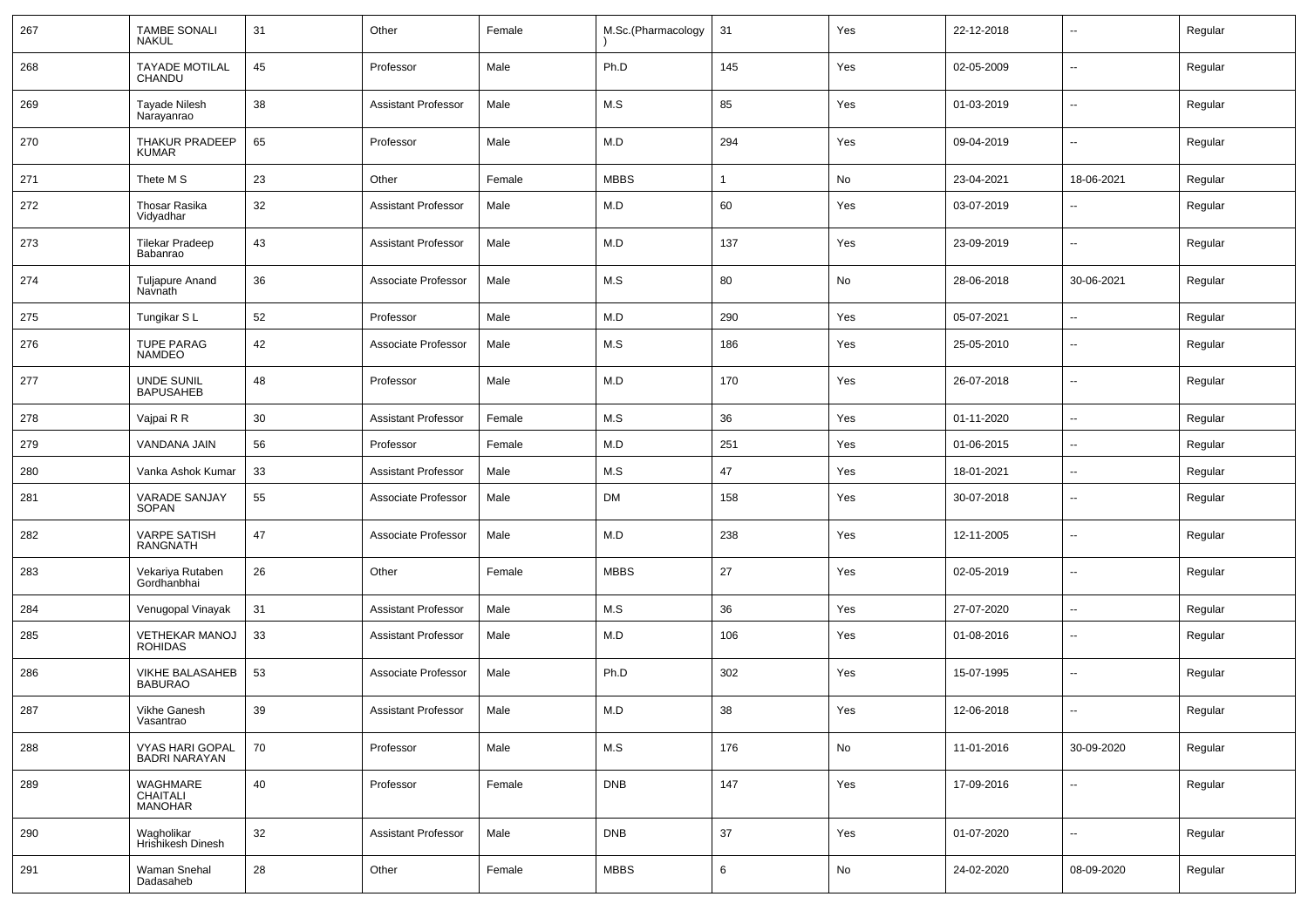| 267 | TAMBE SONALI NAKUL | 31 | Other | Female | M.Sc.(Pharmacology) | 31 | Yes | 22-12-2018 | -- | Regular |
|---|---|---|---|---|---|---|---|---|---|---|
| 268 | TAYADE MOTILAL CHANDU | 45 | Professor | Male | Ph.D | 145 | Yes | 02-05-2009 | -- | Regular |
| 269 | Tayade Nilesh Narayanrao | 38 | Assistant Professor | Male | M.S | 85 | Yes | 01-03-2019 | -- | Regular |
| 270 | THAKUR PRADEEP KUMAR | 65 | Professor | Male | M.D | 294 | Yes | 09-04-2019 | -- | Regular |
| 271 | Thete M S | 23 | Other | Female | MBBS | 1 | No | 23-04-2021 | 18-06-2021 | Regular |
| 272 | Thosar Rasika Vidyadhar | 32 | Assistant Professor | Male | M.D | 60 | Yes | 03-07-2019 | -- | Regular |
| 273 | Tilekar Pradeep Babanrao | 43 | Assistant Professor | Male | M.D | 137 | Yes | 23-09-2019 | -- | Regular |
| 274 | Tuljapure Anand Navnath | 36 | Associate Professor | Male | M.S | 80 | No | 28-06-2018 | 30-06-2021 | Regular |
| 275 | Tungikar S L | 52 | Professor | Male | M.D | 290 | Yes | 05-07-2021 | -- | Regular |
| 276 | TUPE PARAG NAMDEO | 42 | Associate Professor | Male | M.S | 186 | Yes | 25-05-2010 | -- | Regular |
| 277 | UNDE SUNIL BAPUSAHEB | 48 | Professor | Male | M.D | 170 | Yes | 26-07-2018 | -- | Regular |
| 278 | Vajpai R R | 30 | Assistant Professor | Female | M.S | 36 | Yes | 01-11-2020 | -- | Regular |
| 279 | VANDANA JAIN | 56 | Professor | Female | M.D | 251 | Yes | 01-06-2015 | -- | Regular |
| 280 | Vanka Ashok Kumar | 33 | Assistant Professor | Male | M.S | 47 | Yes | 18-01-2021 | -- | Regular |
| 281 | VARADE SANJAY SOPAN | 55 | Associate Professor | Male | DM | 158 | Yes | 30-07-2018 | -- | Regular |
| 282 | VARPE SATISH RANGNATH | 47 | Associate Professor | Male | M.D | 238 | Yes | 12-11-2005 | -- | Regular |
| 283 | Vekariya Rutaben Gordhanbhai | 26 | Other | Female | MBBS | 27 | Yes | 02-05-2019 | -- | Regular |
| 284 | Venugopal Vinayak | 31 | Assistant Professor | Male | M.S | 36 | Yes | 27-07-2020 | -- | Regular |
| 285 | VETHEKAR MANOJ ROHIDAS | 33 | Assistant Professor | Male | M.D | 106 | Yes | 01-08-2016 | -- | Regular |
| 286 | VIKHE BALASAHEB BABURAO | 53 | Associate Professor | Male | Ph.D | 302 | Yes | 15-07-1995 | -- | Regular |
| 287 | Vikhe Ganesh Vasantrao | 39 | Assistant Professor | Male | M.D | 38 | Yes | 12-06-2018 | -- | Regular |
| 288 | VYAS HARI GOPAL BADRI NARAYAN | 70 | Professor | Male | M.S | 176 | No | 11-01-2016 | 30-09-2020 | Regular |
| 289 | WAGHMARE CHAITALI MANOHAR | 40 | Professor | Female | DNB | 147 | Yes | 17-09-2016 | -- | Regular |
| 290 | Wagholikar Hrishikesh Dinesh | 32 | Assistant Professor | Male | DNB | 37 | Yes | 01-07-2020 | -- | Regular |
| 291 | Waman Snehal Dadasaheb | 28 | Other | Female | MBBS | 6 | No | 24-02-2020 | 08-09-2020 | Regular |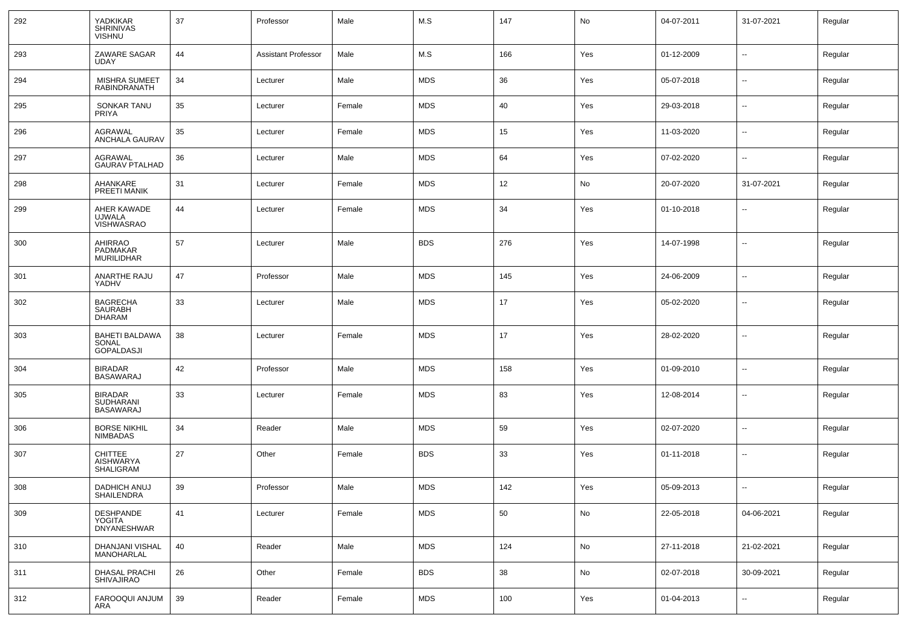| 292 | YADKIKAR SHRINIVAS VISHNU | 37 | Professor | Male | M.S | 147 | No | 04-07-2011 | 31-07-2021 | Regular |
|---|---|---|---|---|---|---|---|---|---|---|
| 293 | ZAWARE SAGAR UDAY | 44 | Assistant Professor | Male | M.S | 166 | Yes | 01-12-2009 | -- | Regular |
| 294 | MISHRA SUMEET RABINDRANATH | 34 | Lecturer | Male | MDS | 36 | Yes | 05-07-2018 | -- | Regular |
| 295 | SONKAR TANU PRIYA | 35 | Lecturer | Female | MDS | 40 | Yes | 29-03-2018 | -- | Regular |
| 296 | AGRAWAL ANCHALA GAURAV | 35 | Lecturer | Female | MDS | 15 | Yes | 11-03-2020 | -- | Regular |
| 297 | AGRAWAL GAURAV PTALHAD | 36 | Lecturer | Male | MDS | 64 | Yes | 07-02-2020 | -- | Regular |
| 298 | AHANKARE PREETI MANIK | 31 | Lecturer | Female | MDS | 12 | No | 20-07-2020 | 31-07-2021 | Regular |
| 299 | AHER KAWADE UJWALA VISHWASRAO | 44 | Lecturer | Female | MDS | 34 | Yes | 01-10-2018 | -- | Regular |
| 300 | AHIRRAO PADMAKAR MURILIDHAR | 57 | Lecturer | Male | BDS | 276 | Yes | 14-07-1998 | -- | Regular |
| 301 | ANARTHE RAJU YADHV | 47 | Professor | Male | MDS | 145 | Yes | 24-06-2009 | -- | Regular |
| 302 | BAGRECHA SAURABH DHARAM | 33 | Lecturer | Male | MDS | 17 | Yes | 05-02-2020 | -- | Regular |
| 303 | BAHETI BALDAWA SONAL GOPALDASJI | 38 | Lecturer | Female | MDS | 17 | Yes | 28-02-2020 | -- | Regular |
| 304 | BIRADAR BASAWARAJ | 42 | Professor | Male | MDS | 158 | Yes | 01-09-2010 | -- | Regular |
| 305 | BIRADAR SUDHARANI BASAWARAJ | 33 | Lecturer | Female | MDS | 83 | Yes | 12-08-2014 | -- | Regular |
| 306 | BORSE NIKHIL NIMBADAS | 34 | Reader | Male | MDS | 59 | Yes | 02-07-2020 | -- | Regular |
| 307 | CHITTEE AISHWARYA SHALIGRAM | 27 | Other | Female | BDS | 33 | Yes | 01-11-2018 | -- | Regular |
| 308 | DADHICH ANUJ SHAILENDRA | 39 | Professor | Male | MDS | 142 | Yes | 05-09-2013 | -- | Regular |
| 309 | DESHPANDE YOGITA DNYANESHWAR | 41 | Lecturer | Female | MDS | 50 | No | 22-05-2018 | 04-06-2021 | Regular |
| 310 | DHANJANI VISHAL MANOHARLAL | 40 | Reader | Male | MDS | 124 | No | 27-11-2018 | 21-02-2021 | Regular |
| 311 | DHASAL PRACHI SHIVAJIRAO | 26 | Other | Female | BDS | 38 | No | 02-07-2018 | 30-09-2021 | Regular |
| 312 | FAROOQUI ANJUM ARA | 39 | Reader | Female | MDS | 100 | Yes | 01-04-2013 | -- | Regular |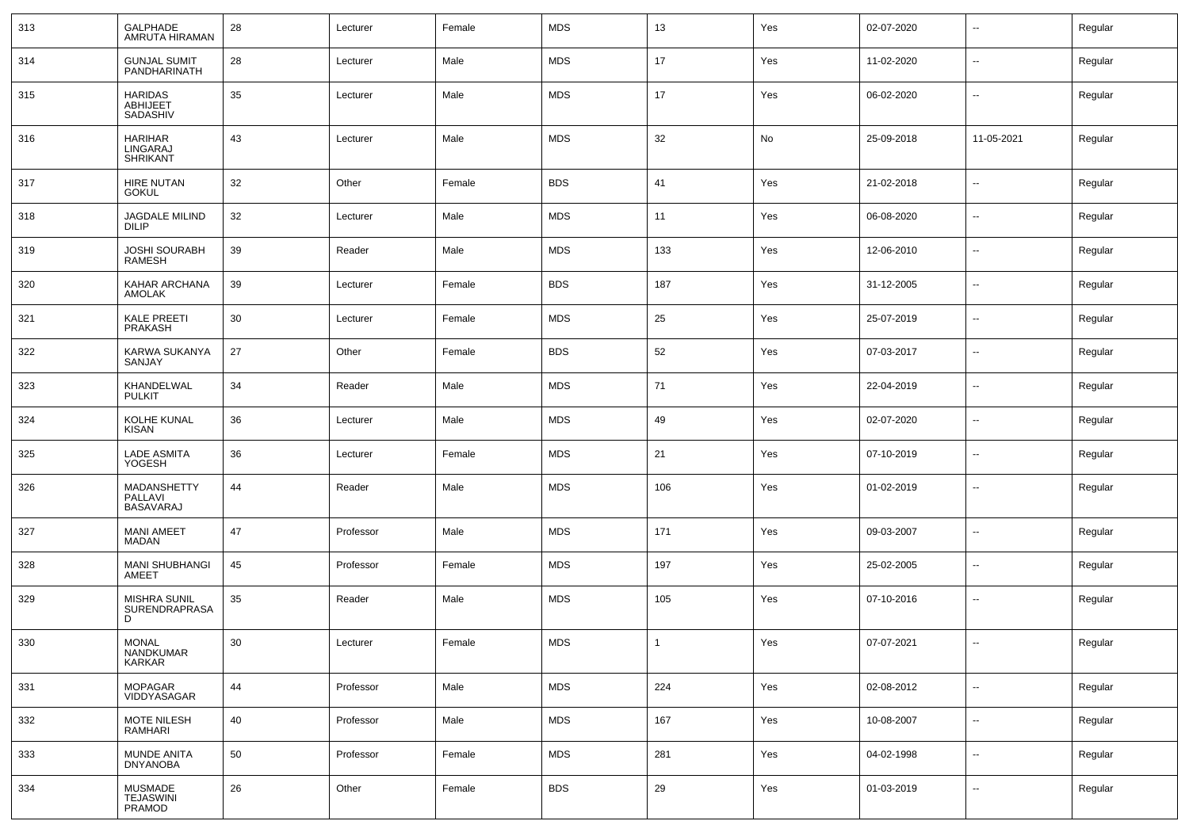| 313 | GALPHADE AMRUTA HIRAMAN | 28 | Lecturer | Female | MDS | 13 | Yes | 02-07-2020 | -- | Regular |
|---|---|---|---|---|---|---|---|---|---|---|
| 314 | GUNJAL SUMIT PANDHARINATH | 28 | Lecturer | Male | MDS | 17 | Yes | 11-02-2020 | -- | Regular |
| 315 | HARIDAS ABHIJEET SADASHIV | 35 | Lecturer | Male | MDS | 17 | Yes | 06-02-2020 | -- | Regular |
| 316 | HARIHAR LINGARAJ SHRIKANT | 43 | Lecturer | Male | MDS | 32 | No | 25-09-2018 | 11-05-2021 | Regular |
| 317 | HIRE NUTAN GOKUL | 32 | Other | Female | BDS | 41 | Yes | 21-02-2018 | -- | Regular |
| 318 | JAGDALE MILIND DILIP | 32 | Lecturer | Male | MDS | 11 | Yes | 06-08-2020 | -- | Regular |
| 319 | JOSHI SOURABH RAMESH | 39 | Reader | Male | MDS | 133 | Yes | 12-06-2010 | -- | Regular |
| 320 | KAHAR ARCHANA AMOLAK | 39 | Lecturer | Female | BDS | 187 | Yes | 31-12-2005 | -- | Regular |
| 321 | KALE PREETI PRAKASH | 30 | Lecturer | Female | MDS | 25 | Yes | 25-07-2019 | -- | Regular |
| 322 | KARWA SUKANYA SANJAY | 27 | Other | Female | BDS | 52 | Yes | 07-03-2017 | -- | Regular |
| 323 | KHANDELWAL PULKIT | 34 | Reader | Male | MDS | 71 | Yes | 22-04-2019 | -- | Regular |
| 324 | KOLHE KUNAL KISAN | 36 | Lecturer | Male | MDS | 49 | Yes | 02-07-2020 | -- | Regular |
| 325 | LADE ASMITA YOGESH | 36 | Lecturer | Female | MDS | 21 | Yes | 07-10-2019 | -- | Regular |
| 326 | MADANSHETTY PALLAVI BASAVARAJ | 44 | Reader | Male | MDS | 106 | Yes | 01-02-2019 | -- | Regular |
| 327 | MANI AMEET MADAN | 47 | Professor | Male | MDS | 171 | Yes | 09-03-2007 | -- | Regular |
| 328 | MANI SHUBHANGI AMEET | 45 | Professor | Female | MDS | 197 | Yes | 25-02-2005 | -- | Regular |
| 329 | MISHRA SUNIL SURENDRAPRASAD | 35 | Reader | Male | MDS | 105 | Yes | 07-10-2016 | -- | Regular |
| 330 | MONAL NANDKUMAR KARKAR | 30 | Lecturer | Female | MDS | 1 | Yes | 07-07-2021 | -- | Regular |
| 331 | MOPAGAR VIDDYASAGAR | 44 | Professor | Male | MDS | 224 | Yes | 02-08-2012 | -- | Regular |
| 332 | MOTE NILESH RAMHARI | 40 | Professor | Male | MDS | 167 | Yes | 10-08-2007 | -- | Regular |
| 333 | MUNDE ANITA DNYANOBA | 50 | Professor | Female | MDS | 281 | Yes | 04-02-1998 | -- | Regular |
| 334 | MUSMADE TEJASWINI PRAMOD | 26 | Other | Female | BDS | 29 | Yes | 01-03-2019 | -- | Regular |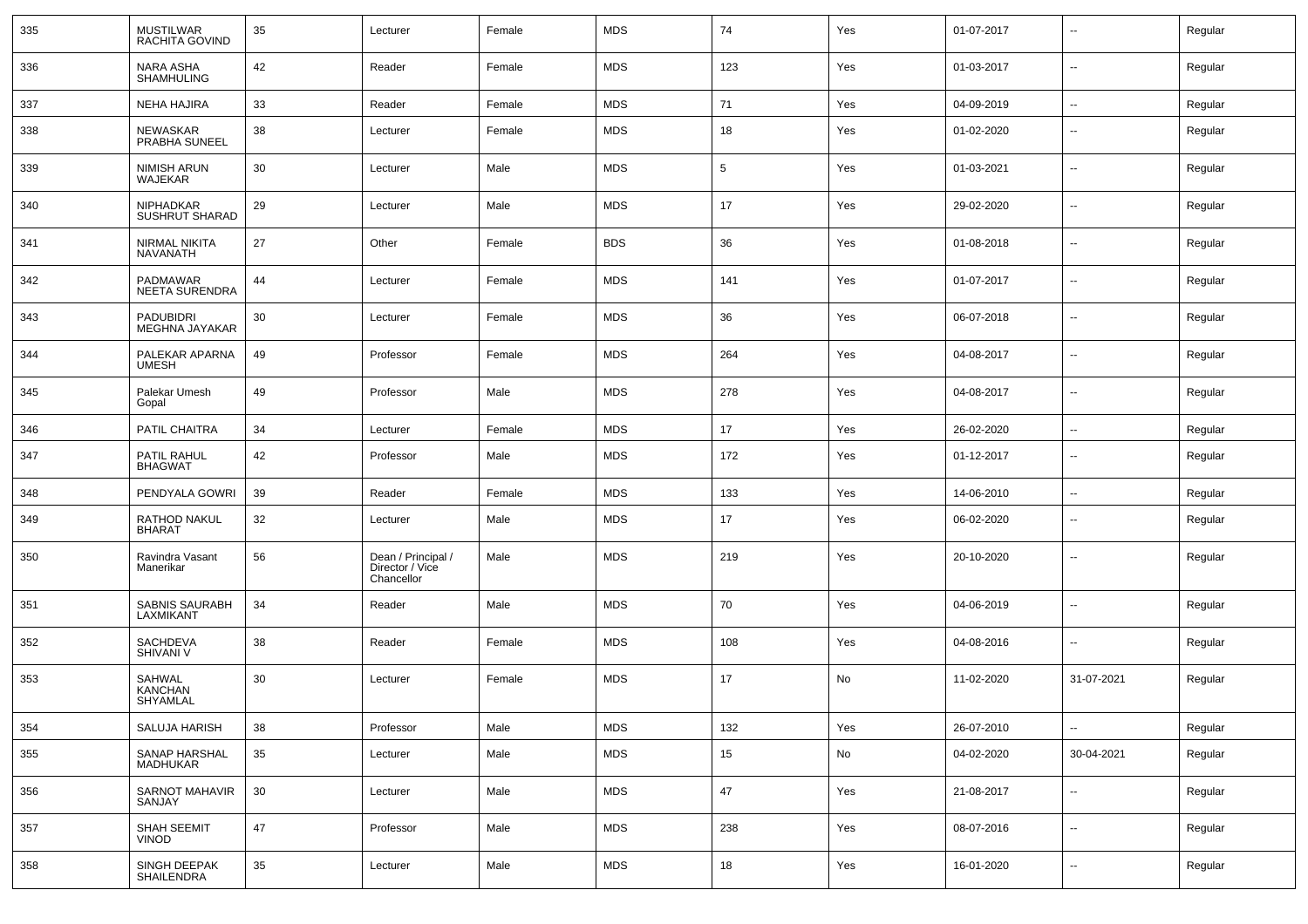| 335 | MUSTILWAR RACHITA GOVIND | 35 | Lecturer | Female | MDS | 74 | Yes | 01-07-2017 | -- | Regular |
|---|---|---|---|---|---|---|---|---|---|---|
| 336 | NARA ASHA SHAMHULING | 42 | Reader | Female | MDS | 123 | Yes | 01-03-2017 | -- | Regular |
| 337 | NEHA HAJIRA | 33 | Reader | Female | MDS | 71 | Yes | 04-09-2019 | -- | Regular |
| 338 | NEWASKAR PRABHA SUNEEL | 38 | Lecturer | Female | MDS | 18 | Yes | 01-02-2020 | -- | Regular |
| 339 | NIMISH ARUN WAJEKAR | 30 | Lecturer | Male | MDS | 5 | Yes | 01-03-2021 | -- | Regular |
| 340 | NIPHADKAR SUSHRUT SHARAD | 29 | Lecturer | Male | MDS | 17 | Yes | 29-02-2020 | -- | Regular |
| 341 | NIRMAL NIKITA NAVANATH | 27 | Other | Female | BDS | 36 | Yes | 01-08-2018 | -- | Regular |
| 342 | PADMAWAR NEETA SURENDRA | 44 | Lecturer | Female | MDS | 141 | Yes | 01-07-2017 | -- | Regular |
| 343 | PADUBIDRI MEGHNA JAYAKAR | 30 | Lecturer | Female | MDS | 36 | Yes | 06-07-2018 | -- | Regular |
| 344 | PALEKAR APARNA UMESH | 49 | Professor | Female | MDS | 264 | Yes | 04-08-2017 | -- | Regular |
| 345 | Palekar Umesh Gopal | 49 | Professor | Male | MDS | 278 | Yes | 04-08-2017 | -- | Regular |
| 346 | PATIL CHAITRA | 34 | Lecturer | Female | MDS | 17 | Yes | 26-02-2020 | -- | Regular |
| 347 | PATIL RAHUL BHAGWAT | 42 | Professor | Male | MDS | 172 | Yes | 01-12-2017 | -- | Regular |
| 348 | PENDYALA GOWRI | 39 | Reader | Female | MDS | 133 | Yes | 14-06-2010 | -- | Regular |
| 349 | RATHOD NAKUL BHARAT | 32 | Lecturer | Male | MDS | 17 | Yes | 06-02-2020 | -- | Regular |
| 350 | Ravindra Vasant Manerikar | 56 | Dean / Principal / Director / Vice Chancellor | Male | MDS | 219 | Yes | 20-10-2020 | -- | Regular |
| 351 | SABNIS SAURABH LAXMIKANT | 34 | Reader | Male | MDS | 70 | Yes | 04-06-2019 | -- | Regular |
| 352 | SACHDEVA SHIVANI V | 38 | Reader | Female | MDS | 108 | Yes | 04-08-2016 | -- | Regular |
| 353 | SAHWAL KANCHAN SHYAMLAL | 30 | Lecturer | Female | MDS | 17 | No | 11-02-2020 | 31-07-2021 | Regular |
| 354 | SALUJA HARISH | 38 | Professor | Male | MDS | 132 | Yes | 26-07-2010 | -- | Regular |
| 355 | SANAP HARSHAL MADHUKAR | 35 | Lecturer | Male | MDS | 15 | No | 04-02-2020 | 30-04-2021 | Regular |
| 356 | SARNOT MAHAVIR SANJAY | 30 | Lecturer | Male | MDS | 47 | Yes | 21-08-2017 | -- | Regular |
| 357 | SHAH SEEMIT VINOD | 47 | Professor | Male | MDS | 238 | Yes | 08-07-2016 | -- | Regular |
| 358 | SINGH DEEPAK SHAILENDRA | 35 | Lecturer | Male | MDS | 18 | Yes | 16-01-2020 | -- | Regular |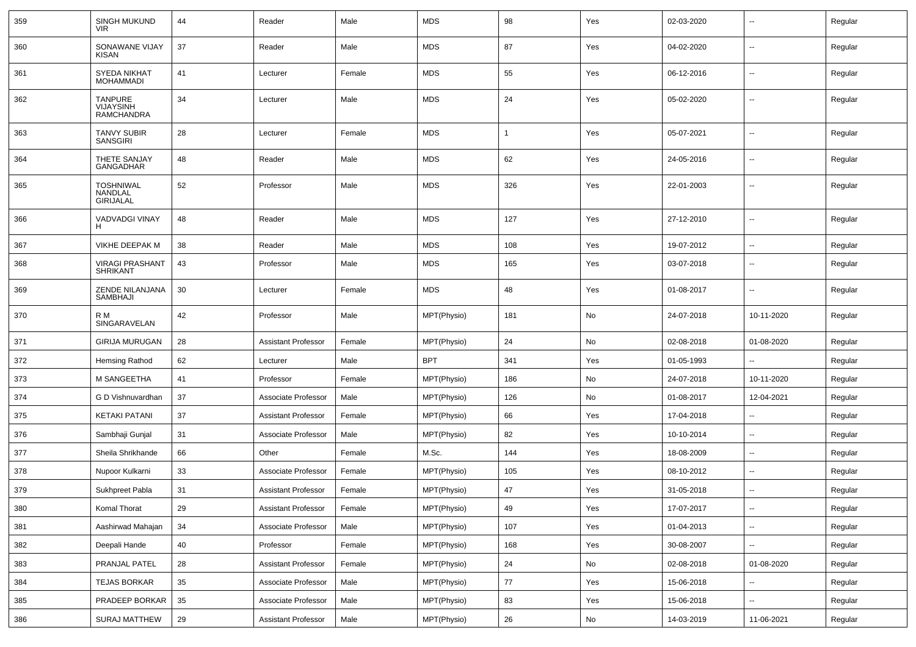| 359 | SINGH MUKUND VIR | 44 | Reader | Male | MDS | 98 | Yes | 02-03-2020 | -- | Regular |
|---|---|---|---|---|---|---|---|---|---|---|
| 360 | SONAWANE VIJAY KISAN | 37 | Reader | Male | MDS | 87 | Yes | 04-02-2020 | -- | Regular |
| 361 | SYEDA NIKHAT MOHAMMADI | 41 | Lecturer | Female | MDS | 55 | Yes | 06-12-2016 | -- | Regular |
| 362 | TANPURE VIJAYSINH RAMCHANDRA | 34 | Lecturer | Male | MDS | 24 | Yes | 05-02-2020 | -- | Regular |
| 363 | TANVY SUBIR SANSGIRI | 28 | Lecturer | Female | MDS | 1 | Yes | 05-07-2021 | -- | Regular |
| 364 | THETE SANJAY GANGADHAR | 48 | Reader | Male | MDS | 62 | Yes | 24-05-2016 | -- | Regular |
| 365 | TOSHNIWAL NANDLAL GIRIJALAL | 52 | Professor | Male | MDS | 326 | Yes | 22-01-2003 | -- | Regular |
| 366 | VADVADGI VINAY H | 48 | Reader | Male | MDS | 127 | Yes | 27-12-2010 | -- | Regular |
| 367 | VIKHE DEEPAK M | 38 | Reader | Male | MDS | 108 | Yes | 19-07-2012 | -- | Regular |
| 368 | VIRAGI PRASHANT SHRIKANT | 43 | Professor | Male | MDS | 165 | Yes | 03-07-2018 | -- | Regular |
| 369 | ZENDE NILANJANA SAMBHAJI | 30 | Lecturer | Female | MDS | 48 | Yes | 01-08-2017 | -- | Regular |
| 370 | R M SINGARAVELAN | 42 | Professor | Male | MPT(Physio) | 181 | No | 24-07-2018 | 10-11-2020 | Regular |
| 371 | GIRIJA MURUGAN | 28 | Assistant Professor | Female | MPT(Physio) | 24 | No | 02-08-2018 | 01-08-2020 | Regular |
| 372 | Hemsing Rathod | 62 | Lecturer | Male | BPT | 341 | Yes | 01-05-1993 | -- | Regular |
| 373 | M SANGEETHA | 41 | Professor | Female | MPT(Physio) | 186 | No | 24-07-2018 | 10-11-2020 | Regular |
| 374 | G D Vishnuvardhan | 37 | Associate Professor | Male | MPT(Physio) | 126 | No | 01-08-2017 | 12-04-2021 | Regular |
| 375 | KETAKI PATANI | 37 | Assistant Professor | Female | MPT(Physio) | 66 | Yes | 17-04-2018 | -- | Regular |
| 376 | Sambhaji Gunjal | 31 | Associate Professor | Male | MPT(Physio) | 82 | Yes | 10-10-2014 | -- | Regular |
| 377 | Sheila Shrikhande | 66 | Other | Female | M.Sc. | 144 | Yes | 18-08-2009 | -- | Regular |
| 378 | Nupoor Kulkarni | 33 | Associate Professor | Female | MPT(Physio) | 105 | Yes | 08-10-2012 | -- | Regular |
| 379 | Sukhpreet Pabla | 31 | Assistant Professor | Female | MPT(Physio) | 47 | Yes | 31-05-2018 | -- | Regular |
| 380 | Komal Thorat | 29 | Assistant Professor | Female | MPT(Physio) | 49 | Yes | 17-07-2017 | -- | Regular |
| 381 | Aashirwad Mahajan | 34 | Associate Professor | Male | MPT(Physio) | 107 | Yes | 01-04-2013 | -- | Regular |
| 382 | Deepali Hande | 40 | Professor | Female | MPT(Physio) | 168 | Yes | 30-08-2007 | -- | Regular |
| 383 | PRANJAL PATEL | 28 | Assistant Professor | Female | MPT(Physio) | 24 | No | 02-08-2018 | 01-08-2020 | Regular |
| 384 | TEJAS BORKAR | 35 | Associate Professor | Male | MPT(Physio) | 77 | Yes | 15-06-2018 | -- | Regular |
| 385 | PRADEEP BORKAR | 35 | Associate Professor | Male | MPT(Physio) | 83 | Yes | 15-06-2018 | -- | Regular |
| 386 | SURAJ MATTHEW | 29 | Assistant Professor | Male | MPT(Physio) | 26 | No | 14-03-2019 | 11-06-2021 | Regular |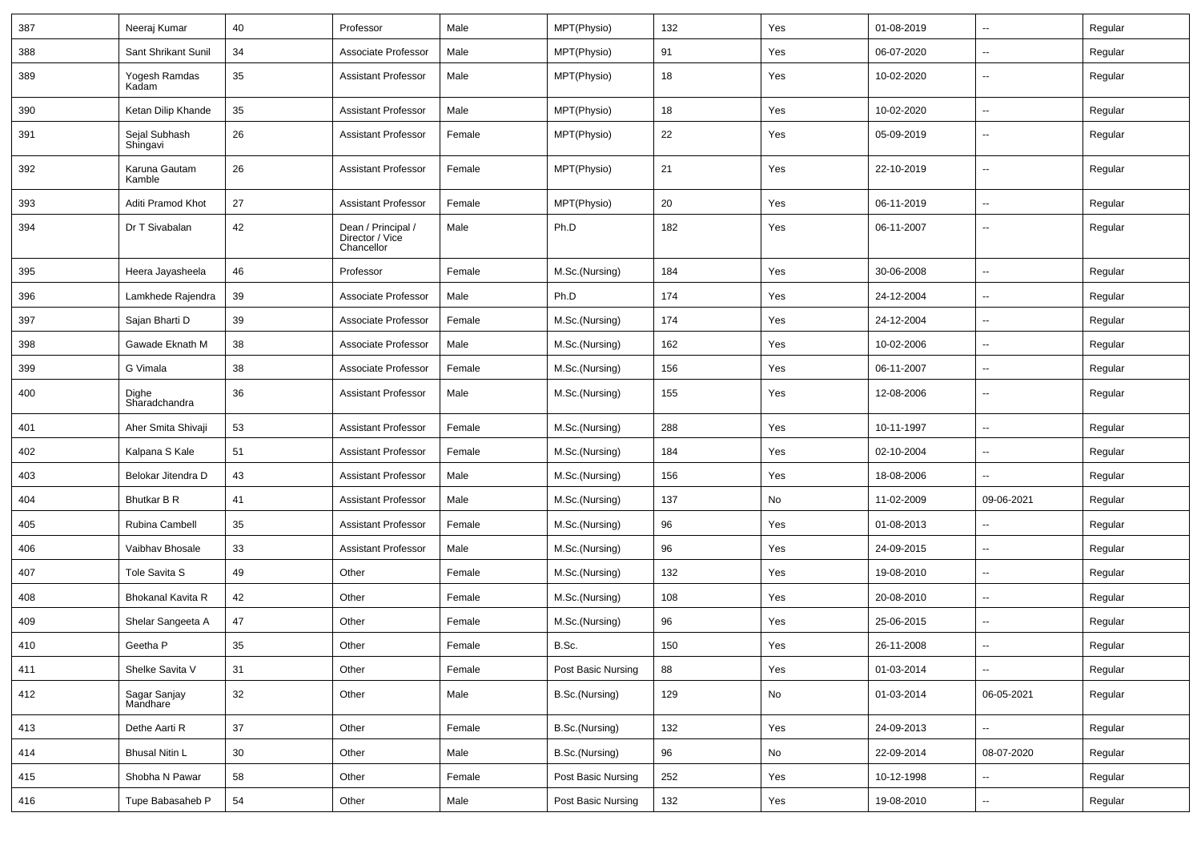| 387 | Neeraj Kumar | 40 | Professor | Male | MPT(Physio) | 132 | Yes | 01-08-2019 | -- | Regular |
|---|---|---|---|---|---|---|---|---|---|---|
| 388 | Sant Shrikant Sunil | 34 | Associate Professor | Male | MPT(Physio) | 91 | Yes | 06-07-2020 | -- | Regular |
| 389 | Yogesh Ramdas Kadam | 35 | Assistant Professor | Male | MPT(Physio) | 18 | Yes | 10-02-2020 | -- | Regular |
| 390 | Ketan Dilip Khande | 35 | Assistant Professor | Male | MPT(Physio) | 18 | Yes | 10-02-2020 | -- | Regular |
| 391 | Sejal Subhash Shingavi | 26 | Assistant Professor | Female | MPT(Physio) | 22 | Yes | 05-09-2019 | -- | Regular |
| 392 | Karuna Gautam Kamble | 26 | Assistant Professor | Female | MPT(Physio) | 21 | Yes | 22-10-2019 | -- | Regular |
| 393 | Aditi Pramod Khot | 27 | Assistant Professor | Female | MPT(Physio) | 20 | Yes | 06-11-2019 | -- | Regular |
| 394 | Dr T Sivabalan | 42 | Dean / Principal / Director / Vice Chancellor | Male | Ph.D | 182 | Yes | 06-11-2007 | -- | Regular |
| 395 | Heera Jayasheela | 46 | Professor | Female | M.Sc.(Nursing) | 184 | Yes | 30-06-2008 | -- | Regular |
| 396 | Lamkhede Rajendra | 39 | Associate Professor | Male | Ph.D | 174 | Yes | 24-12-2004 | -- | Regular |
| 397 | Sajan Bharti D | 39 | Associate Professor | Female | M.Sc.(Nursing) | 174 | Yes | 24-12-2004 | -- | Regular |
| 398 | Gawade Eknath M | 38 | Associate Professor | Male | M.Sc.(Nursing) | 162 | Yes | 10-02-2006 | -- | Regular |
| 399 | G Vimala | 38 | Associate Professor | Female | M.Sc.(Nursing) | 156 | Yes | 06-11-2007 | -- | Regular |
| 400 | Dighe Sharadchandra | 36 | Assistant Professor | Male | M.Sc.(Nursing) | 155 | Yes | 12-08-2006 | -- | Regular |
| 401 | Aher Smita Shivaji | 53 | Assistant Professor | Female | M.Sc.(Nursing) | 288 | Yes | 10-11-1997 | -- | Regular |
| 402 | Kalpana S Kale | 51 | Assistant Professor | Female | M.Sc.(Nursing) | 184 | Yes | 02-10-2004 | -- | Regular |
| 403 | Belokar Jitendra D | 43 | Assistant Professor | Male | M.Sc.(Nursing) | 156 | Yes | 18-08-2006 | -- | Regular |
| 404 | Bhutkar B R | 41 | Assistant Professor | Male | M.Sc.(Nursing) | 137 | No | 11-02-2009 | 09-06-2021 | Regular |
| 405 | Rubina Cambell | 35 | Assistant Professor | Female | M.Sc.(Nursing) | 96 | Yes | 01-08-2013 | -- | Regular |
| 406 | Vaibhav Bhosale | 33 | Assistant Professor | Male | M.Sc.(Nursing) | 96 | Yes | 24-09-2015 | -- | Regular |
| 407 | Tole Savita S | 49 | Other | Female | M.Sc.(Nursing) | 132 | Yes | 19-08-2010 | -- | Regular |
| 408 | Bhokanal Kavita R | 42 | Other | Female | M.Sc.(Nursing) | 108 | Yes | 20-08-2010 | -- | Regular |
| 409 | Shelar Sangeeta A | 47 | Other | Female | M.Sc.(Nursing) | 96 | Yes | 25-06-2015 | -- | Regular |
| 410 | Geetha P | 35 | Other | Female | B.Sc. | 150 | Yes | 26-11-2008 | -- | Regular |
| 411 | Shelke Savita V | 31 | Other | Female | Post Basic Nursing | 88 | Yes | 01-03-2014 | -- | Regular |
| 412 | Sagar Sanjay Mandhare | 32 | Other | Male | B.Sc.(Nursing) | 129 | No | 01-03-2014 | 06-05-2021 | Regular |
| 413 | Dethe Aarti R | 37 | Other | Female | B.Sc.(Nursing) | 132 | Yes | 24-09-2013 | -- | Regular |
| 414 | Bhusal Nitin L | 30 | Other | Male | B.Sc.(Nursing) | 96 | No | 22-09-2014 | 08-07-2020 | Regular |
| 415 | Shobha N Pawar | 58 | Other | Female | Post Basic Nursing | 252 | Yes | 10-12-1998 | -- | Regular |
| 416 | Tupe Babasaheb P | 54 | Other | Male | Post Basic Nursing | 132 | Yes | 19-08-2010 | -- | Regular |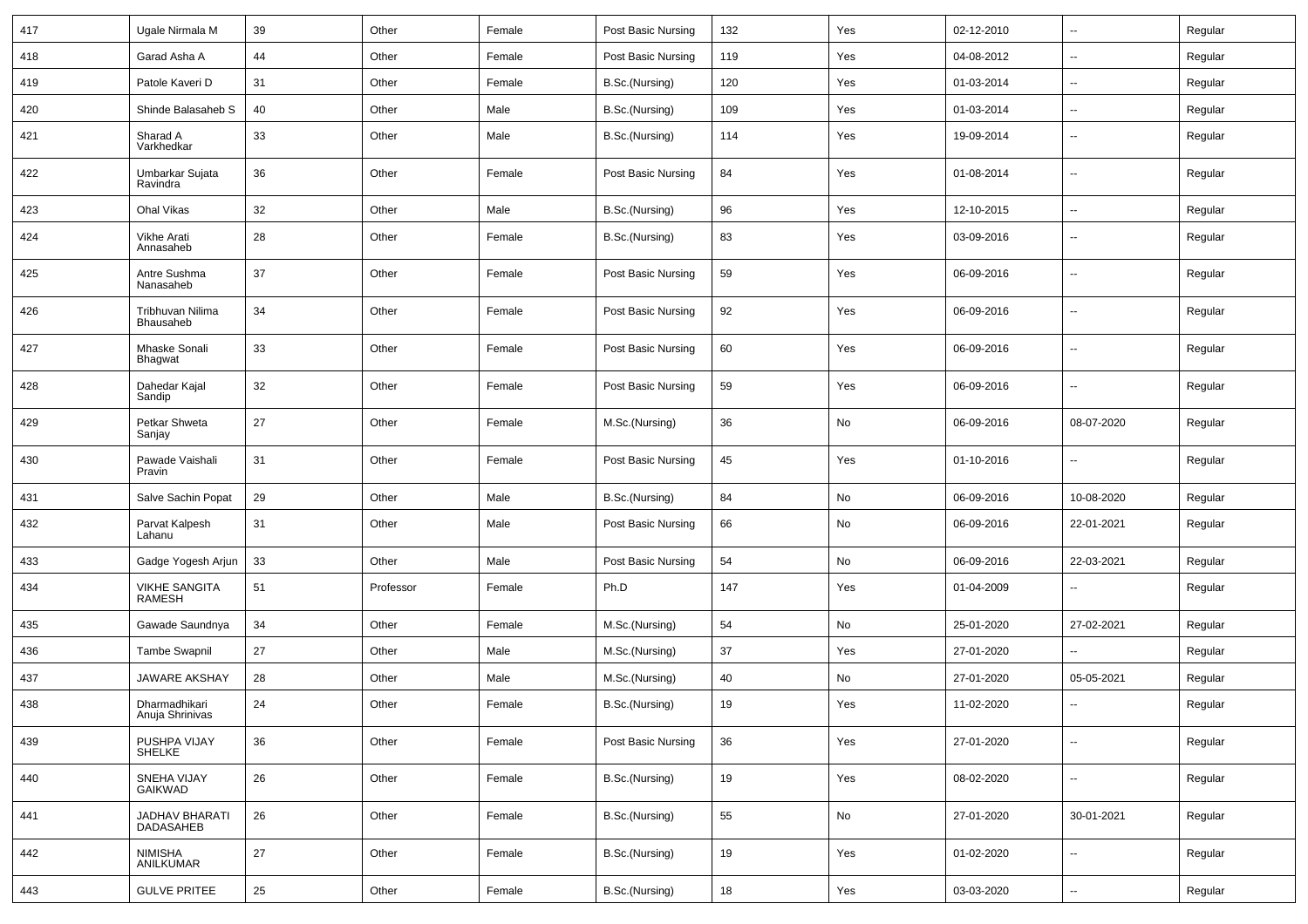| 417 | Ugale Nirmala M | 39 | Other | Female | Post Basic Nursing | 132 | Yes | 02-12-2010 | -- | Regular |
|---|---|---|---|---|---|---|---|---|---|---|
| 418 | Garad Asha A | 44 | Other | Female | Post Basic Nursing | 119 | Yes | 04-08-2012 | -- | Regular |
| 419 | Patole Kaveri D | 31 | Other | Female | B.Sc.(Nursing) | 120 | Yes | 01-03-2014 | -- | Regular |
| 420 | Shinde Balasaheb S | 40 | Other | Male | B.Sc.(Nursing) | 109 | Yes | 01-03-2014 | -- | Regular |
| 421 | Sharad A Varkhedkar | 33 | Other | Male | B.Sc.(Nursing) | 114 | Yes | 19-09-2014 | -- | Regular |
| 422 | Umbarkar Sujata Ravindra | 36 | Other | Female | Post Basic Nursing | 84 | Yes | 01-08-2014 | -- | Regular |
| 423 | Ohal Vikas | 32 | Other | Male | B.Sc.(Nursing) | 96 | Yes | 12-10-2015 | -- | Regular |
| 424 | Vikhe Arati Annasaheb | 28 | Other | Female | B.Sc.(Nursing) | 83 | Yes | 03-09-2016 | -- | Regular |
| 425 | Antre Sushma Nanasaheb | 37 | Other | Female | Post Basic Nursing | 59 | Yes | 06-09-2016 | -- | Regular |
| 426 | Tribhuvan Nilima Bhausaheb | 34 | Other | Female | Post Basic Nursing | 92 | Yes | 06-09-2016 | -- | Regular |
| 427 | Mhaske Sonali Bhagwat | 33 | Other | Female | Post Basic Nursing | 60 | Yes | 06-09-2016 | -- | Regular |
| 428 | Dahedar Kajal Sandip | 32 | Other | Female | Post Basic Nursing | 59 | Yes | 06-09-2016 | -- | Regular |
| 429 | Petkar Shweta Sanjay | 27 | Other | Female | M.Sc.(Nursing) | 36 | No | 06-09-2016 | 08-07-2020 | Regular |
| 430 | Pawade Vaishali Pravin | 31 | Other | Female | Post Basic Nursing | 45 | Yes | 01-10-2016 | -- | Regular |
| 431 | Salve Sachin Popat | 29 | Other | Male | B.Sc.(Nursing) | 84 | No | 06-09-2016 | 10-08-2020 | Regular |
| 432 | Parvat Kalpesh Lahanu | 31 | Other | Male | Post Basic Nursing | 66 | No | 06-09-2016 | 22-01-2021 | Regular |
| 433 | Gadge Yogesh Arjun | 33 | Other | Male | Post Basic Nursing | 54 | No | 06-09-2016 | 22-03-2021 | Regular |
| 434 | VIKHE SANGITA RAMESH | 51 | Professor | Female | Ph.D | 147 | Yes | 01-04-2009 | -- | Regular |
| 435 | Gawade Saundnya | 34 | Other | Female | M.Sc.(Nursing) | 54 | No | 25-01-2020 | 27-02-2021 | Regular |
| 436 | Tambe Swapnil | 27 | Other | Male | M.Sc.(Nursing) | 37 | Yes | 27-01-2020 | -- | Regular |
| 437 | JAWARE AKSHAY | 28 | Other | Male | M.Sc.(Nursing) | 40 | No | 27-01-2020 | 05-05-2021 | Regular |
| 438 | Dharmadhikari Anuja Shrinivas | 24 | Other | Female | B.Sc.(Nursing) | 19 | Yes | 11-02-2020 | -- | Regular |
| 439 | PUSHPA VIJAY SHELKE | 36 | Other | Female | Post Basic Nursing | 36 | Yes | 27-01-2020 | -- | Regular |
| 440 | SNEHA VIJAY GAIKWAD | 26 | Other | Female | B.Sc.(Nursing) | 19 | Yes | 08-02-2020 | -- | Regular |
| 441 | JADHAV BHARATI DADASAHEB | 26 | Other | Female | B.Sc.(Nursing) | 55 | No | 27-01-2020 | 30-01-2021 | Regular |
| 442 | NIMISHA ANILKUMAR | 27 | Other | Female | B.Sc.(Nursing) | 19 | Yes | 01-02-2020 | -- | Regular |
| 443 | GULVE PRITEE | 25 | Other | Female | B.Sc.(Nursing) | 18 | Yes | 03-03-2020 | -- | Regular |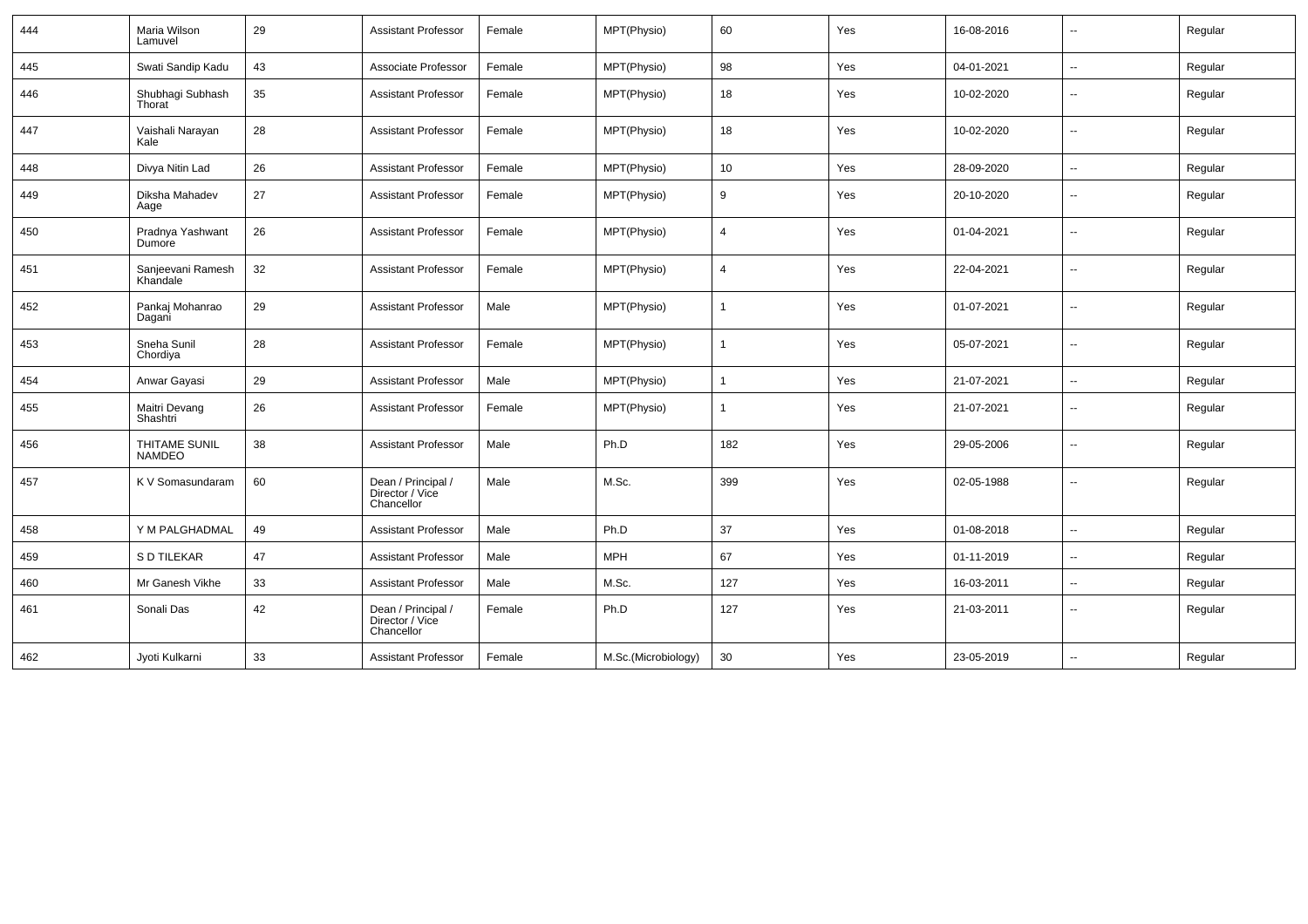| | | | | | | | | | | |
|---|---|---|---|---|---|---|---|---|---|---|
| 444 | Maria Wilson Lamuvel | 29 | Assistant Professor | Female | MPT(Physio) | 60 | Yes | 16-08-2016 | -- | Regular |
| 445 | Swati Sandip Kadu | 43 | Associate Professor | Female | MPT(Physio) | 98 | Yes | 04-01-2021 | -- | Regular |
| 446 | Shubhagi Subhash Thorat | 35 | Assistant Professor | Female | MPT(Physio) | 18 | Yes | 10-02-2020 | -- | Regular |
| 447 | Vaishali Narayan Kale | 28 | Assistant Professor | Female | MPT(Physio) | 18 | Yes | 10-02-2020 | -- | Regular |
| 448 | Divya Nitin Lad | 26 | Assistant Professor | Female | MPT(Physio) | 10 | Yes | 28-09-2020 | -- | Regular |
| 449 | Diksha Mahadev Aage | 27 | Assistant Professor | Female | MPT(Physio) | 9 | Yes | 20-10-2020 | -- | Regular |
| 450 | Pradnya Yashwant Dumore | 26 | Assistant Professor | Female | MPT(Physio) | 4 | Yes | 01-04-2021 | -- | Regular |
| 451 | Sanjeevani Ramesh Khandale | 32 | Assistant Professor | Female | MPT(Physio) | 4 | Yes | 22-04-2021 | -- | Regular |
| 452 | Pankaj Mohanrao Dagani | 29 | Assistant Professor | Male | MPT(Physio) | 1 | Yes | 01-07-2021 | -- | Regular |
| 453 | Sneha Sunil Chordiya | 28 | Assistant Professor | Female | MPT(Physio) | 1 | Yes | 05-07-2021 | -- | Regular |
| 454 | Anwar Gayasi | 29 | Assistant Professor | Male | MPT(Physio) | 1 | Yes | 21-07-2021 | -- | Regular |
| 455 | Maitri Devang Shashtri | 26 | Assistant Professor | Female | MPT(Physio) | 1 | Yes | 21-07-2021 | -- | Regular |
| 456 | THITAME SUNIL NAMDEO | 38 | Assistant Professor | Male | Ph.D | 182 | Yes | 29-05-2006 | -- | Regular |
| 457 | K V Somasundaram | 60 | Dean / Principal / Director / Vice Chancellor | Male | M.Sc. | 399 | Yes | 02-05-1988 | -- | Regular |
| 458 | Y M PALGHADMAL | 49 | Assistant Professor | Male | Ph.D | 37 | Yes | 01-08-2018 | -- | Regular |
| 459 | S D TILEKAR | 47 | Assistant Professor | Male | MPH | 67 | Yes | 01-11-2019 | -- | Regular |
| 460 | Mr Ganesh Vikhe | 33 | Assistant Professor | Male | M.Sc. | 127 | Yes | 16-03-2011 | -- | Regular |
| 461 | Sonali Das | 42 | Dean / Principal / Director / Vice Chancellor | Female | Ph.D | 127 | Yes | 21-03-2011 | -- | Regular |
| 462 | Jyoti Kulkarni | 33 | Assistant Professor | Female | M.Sc.(Microbiology) | 30 | Yes | 23-05-2019 | -- | Regular |